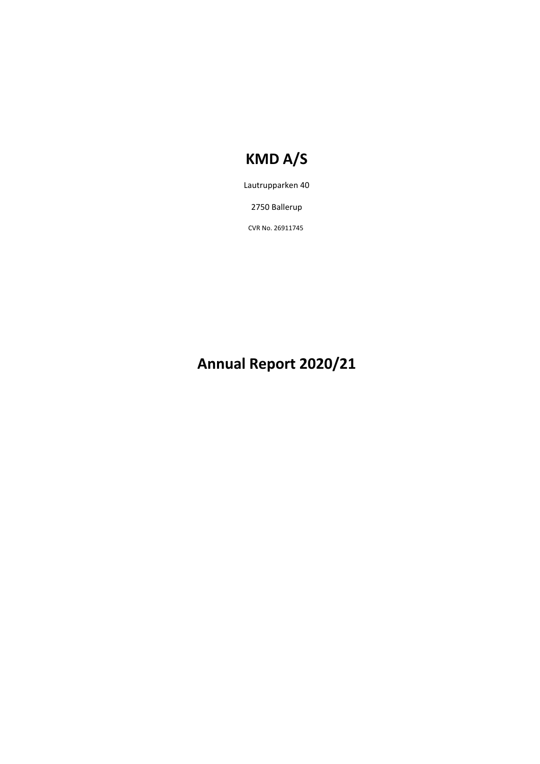# KMD A/S

Lautrupparken 40

2750 Ballerup

CVR No. 26911745

# Annual Report 2020/21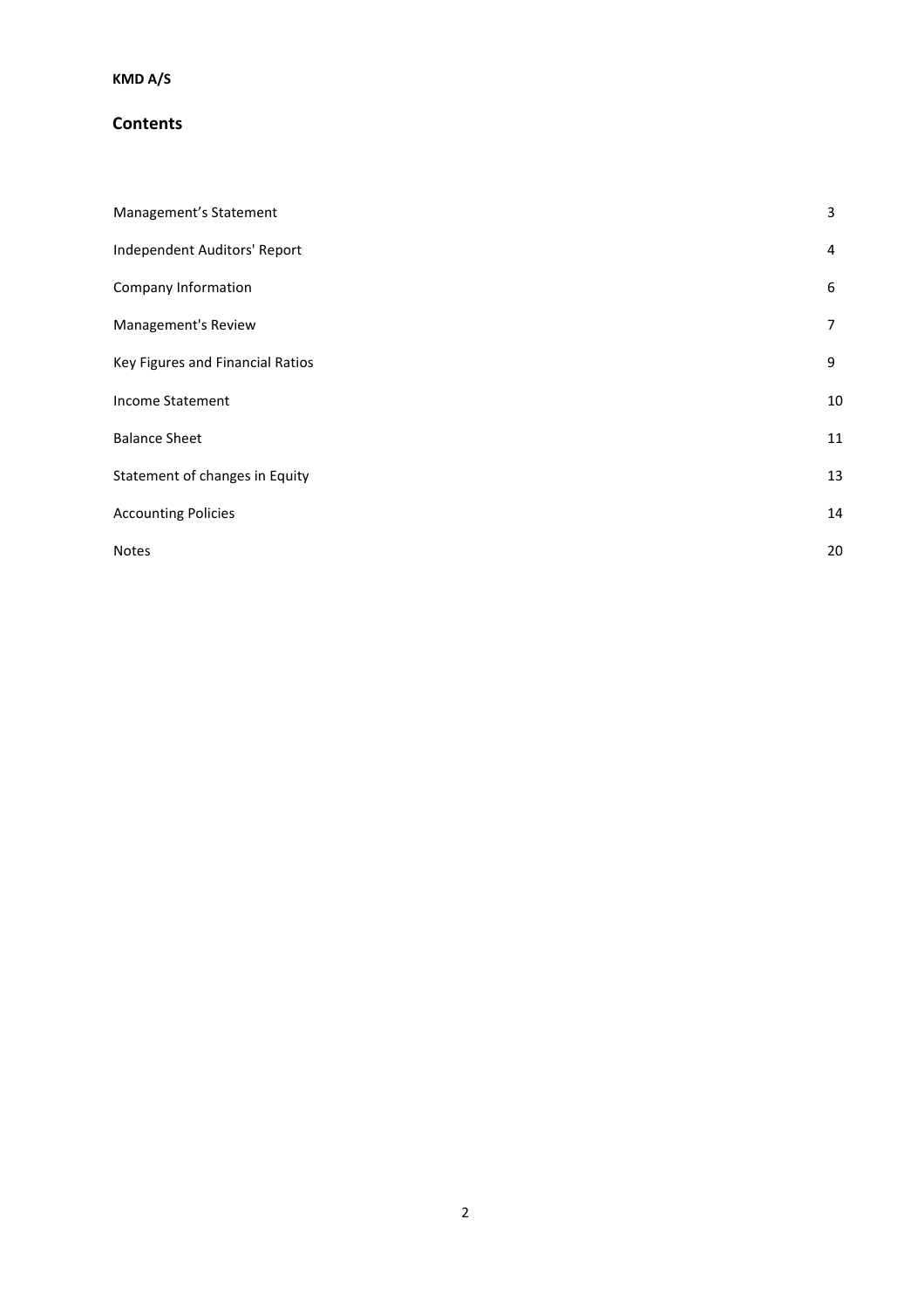**KMD A/S**

## Contents

| | |
|---|---|
| Management's Statement | 3 |
| Independent Auditors' Report | 4 |
| Company Information | 6 |
| Management's Review | 7 |
| Key Figures and Financial Ratios | 9 |
| Income Statement | 10 |
| Balance Sheet | 11 |
| Statement of changes in Equity | 13 |
| Accounting Policies | 14 |
| Notes | 20 |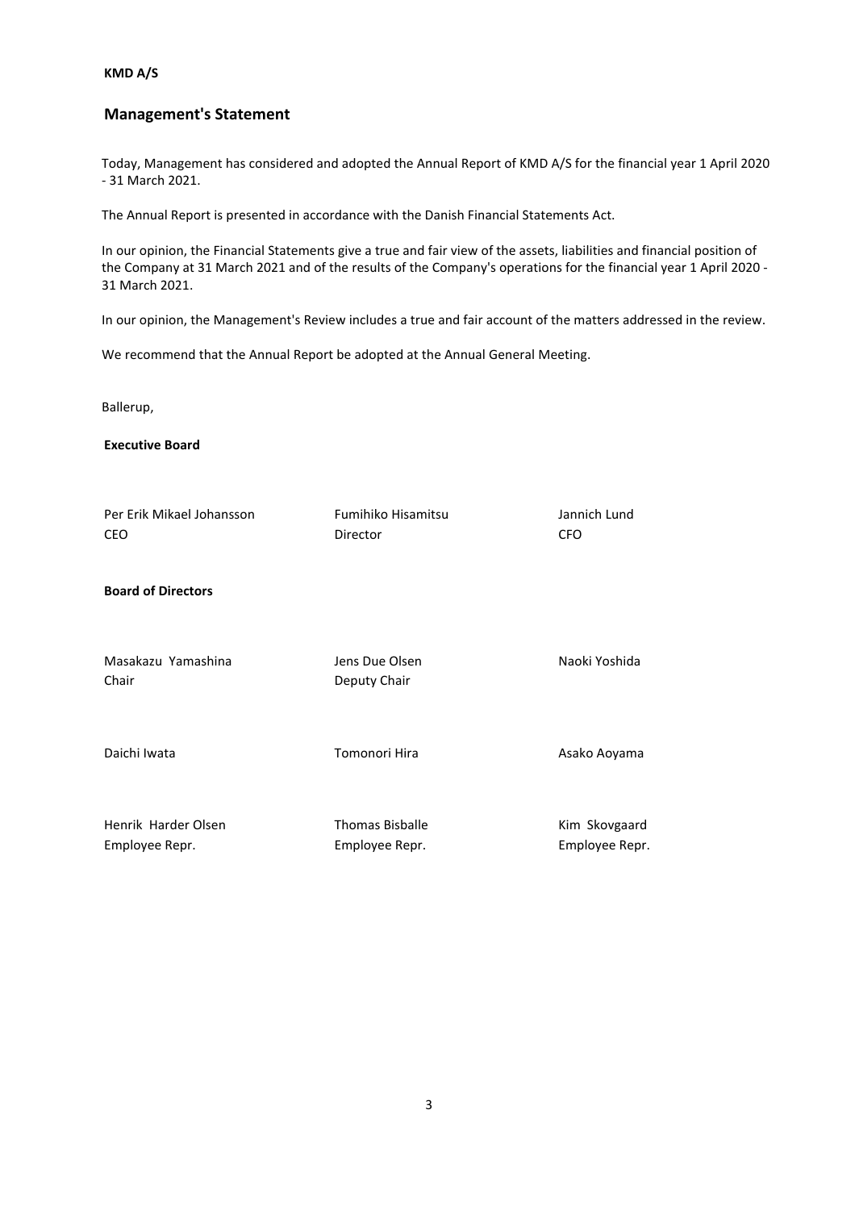**KMD A/S**

## Management's Statement

Today, Management has considered and adopted the Annual Report of KMD A/S for the financial year 1 April 2020 - 31 March 2021.

The Annual Report is presented in accordance with the Danish Financial Statements Act.

In our opinion, the Financial Statements give a true and fair view of the assets, liabilities and financial position of the Company at 31 March 2021 and of the results of the Company's operations for the financial year 1 April 2020 - 31 March 2021.

In our opinion, the Management's Review includes a true and fair account of the matters addressed in the review.

We recommend that the Annual Report be adopted at the Annual General Meeting.

Ballerup,

**Executive Board**

| | | |
|---|---|---|
| Per Erik Mikael Johansson<br>CEO | Fumihiko Hisamitsu<br>Director | Jannich Lund<br>CFO |

**Board of Directors**

| | | |
|---|---|---|
| Masakazu Yamashina<br>Chair | Jens Due Olsen<br>Deputy Chair | Naoki Yoshida |
| Daichi Iwata | Tomonori Hira | Asako Aoyama |
| Henrik Harder Olsen<br>Employee Repr. | Thomas Bisballe<br>Employee Repr. | Kim Skovgaard<br>Employee Repr. |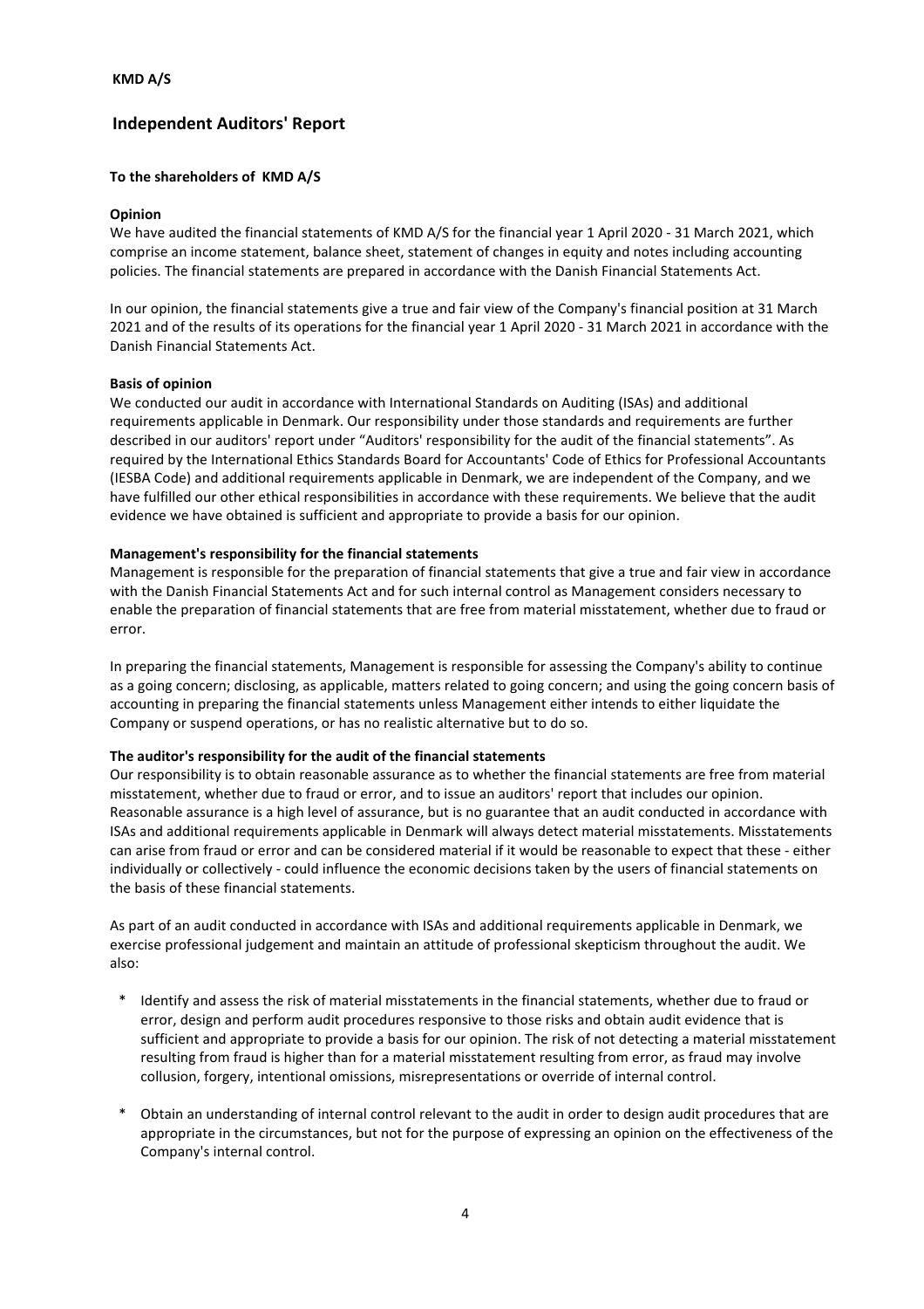**KMD A/S**

## Independent Auditors' Report

**To the shareholders of KMD A/S**

**Opinion**

We have audited the financial statements of KMD A/S for the financial year 1 April 2020 - 31 March 2021, which comprise an income statement, balance sheet, statement of changes in equity and notes including accounting policies. The financial statements are prepared in accordance with the Danish Financial Statements Act.

In our opinion, the financial statements give a true and fair view of the Company's financial position at 31 March 2021 and of the results of its operations for the financial year 1 April 2020 - 31 March 2021 in accordance with the Danish Financial Statements Act.

**Basis of opinion**

We conducted our audit in accordance with International Standards on Auditing (ISAs) and additional requirements applicable in Denmark. Our responsibility under those standards and requirements are further described in our auditors' report under "Auditors' responsibility for the audit of the financial statements". As required by the International Ethics Standards Board for Accountants' Code of Ethics for Professional Accountants (IESBA Code) and additional requirements applicable in Denmark, we are independent of the Company, and we have fulfilled our other ethical responsibilities in accordance with these requirements. We believe that the audit evidence we have obtained is sufficient and appropriate to provide a basis for our opinion.

**Management's responsibility for the financial statements**

Management is responsible for the preparation of financial statements that give a true and fair view in accordance with the Danish Financial Statements Act and for such internal control as Management considers necessary to enable the preparation of financial statements that are free from material misstatement, whether due to fraud or error.

In preparing the financial statements, Management is responsible for assessing the Company's ability to continue as a going concern; disclosing, as applicable, matters related to going concern; and using the going concern basis of accounting in preparing the financial statements unless Management either intends to either liquidate the Company or suspend operations, or has no realistic alternative but to do so.

**The auditor's responsibility for the audit of the financial statements**

Our responsibility is to obtain reasonable assurance as to whether the financial statements are free from material misstatement, whether due to fraud or error, and to issue an auditors' report that includes our opinion. Reasonable assurance is a high level of assurance, but is no guarantee that an audit conducted in accordance with ISAs and additional requirements applicable in Denmark will always detect material misstatements. Misstatements can arise from fraud or error and can be considered material if it would be reasonable to expect that these - either individually or collectively - could influence the economic decisions taken by the users of financial statements on the basis of these financial statements.

As part of an audit conducted in accordance with ISAs and additional requirements applicable in Denmark, we exercise professional judgement and maintain an attitude of professional skepticism throughout the audit. We also:

* Identify and assess the risk of material misstatements in the financial statements, whether due to fraud or error, design and perform audit procedures responsive to those risks and obtain audit evidence that is sufficient and appropriate to provide a basis for our opinion. The risk of not detecting a material misstatement resulting from fraud is higher than for a material misstatement resulting from error, as fraud may involve collusion, forgery, intentional omissions, misrepresentations or override of internal control.

* Obtain an understanding of internal control relevant to the audit in order to design audit procedures that are appropriate in the circumstances, but not for the purpose of expressing an opinion on the effectiveness of the Company's internal control.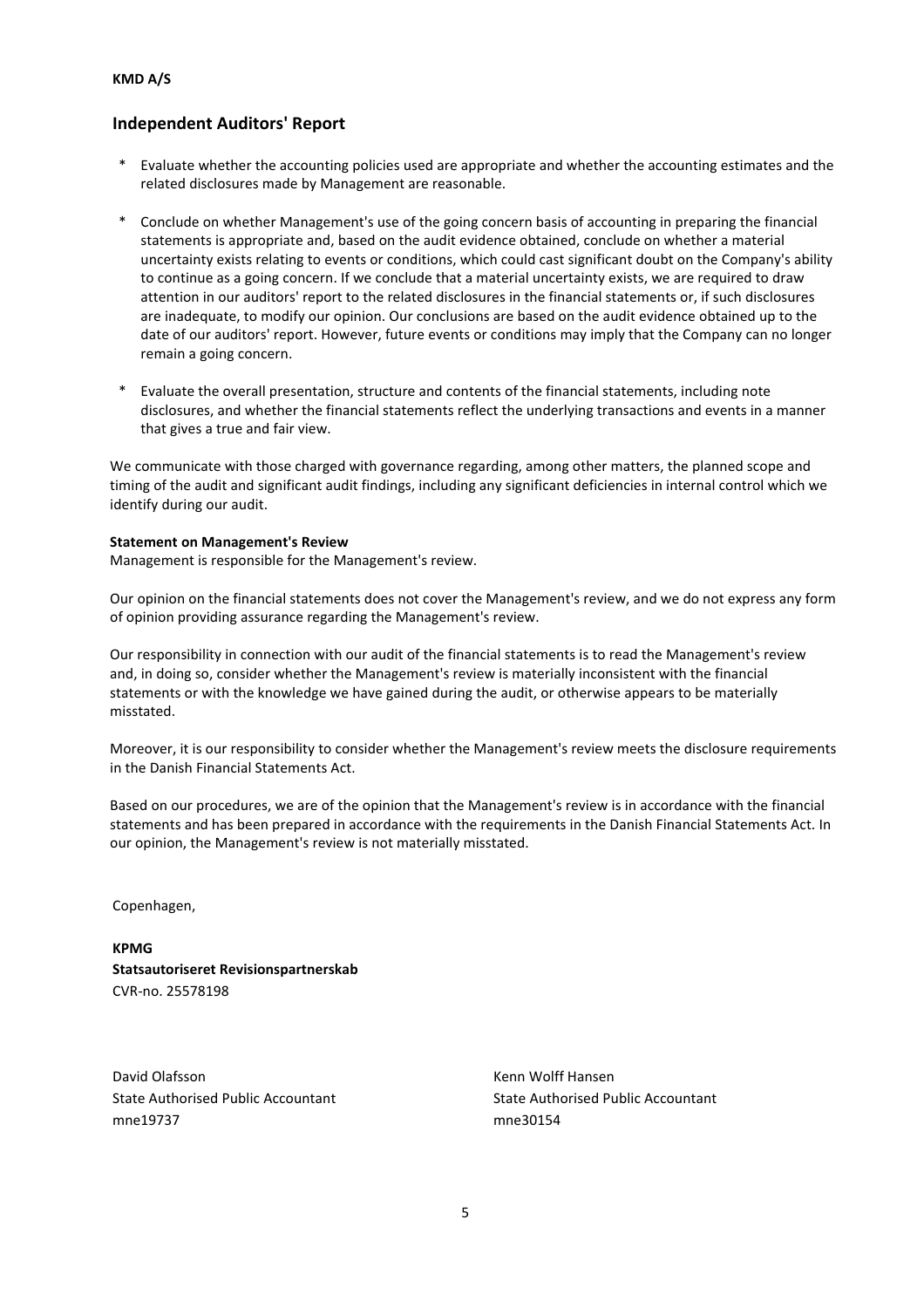## Independent Auditors' Report

* Evaluate whether the accounting policies used are appropriate and whether the accounting estimates and the related disclosures made by Management are reasonable.

* Conclude on whether Management's use of the going concern basis of accounting in preparing the financial statements is appropriate and, based on the audit evidence obtained, conclude on whether a material uncertainty exists relating to events or conditions, which could cast significant doubt on the Company's ability to continue as a going concern. If we conclude that a material uncertainty exists, we are required to draw attention in our auditors' report to the related disclosures in the financial statements or, if such disclosures are inadequate, to modify our opinion. Our conclusions are based on the audit evidence obtained up to the date of our auditors' report. However, future events or conditions may imply that the Company can no longer remain a going concern.

* Evaluate the overall presentation, structure and contents of the financial statements, including note disclosures, and whether the financial statements reflect the underlying transactions and events in a manner that gives a true and fair view.

We communicate with those charged with governance regarding, among other matters, the planned scope and timing of the audit and significant audit findings, including any significant deficiencies in internal control which we identify during our audit.

**Statement on Management's Review**

Management is responsible for the Management's review.

Our opinion on the financial statements does not cover the Management's review, and we do not express any form of opinion providing assurance regarding the Management's review.

Our responsibility in connection with our audit of the financial statements is to read the Management's review and, in doing so, consider whether the Management's review is materially inconsistent with the financial statements or with the knowledge we have gained during the audit, or otherwise appears to be materially misstated.

Moreover, it is our responsibility to consider whether the Management's review meets the disclosure requirements in the Danish Financial Statements Act.

Based on our procedures, we are of the opinion that the Management's review is in accordance with the financial statements and has been prepared in accordance with the requirements in the Danish Financial Statements Act. In our opinion, the Management's review is not materially misstated.

Copenhagen,

**KPMG**
**Statsautoriseret Revisionspartnerskab**
CVR-no. 25578198

David Olafsson
State Authorised Public Accountant
mne19737

Kenn Wolff Hansen
State Authorised Public Accountant
mne30154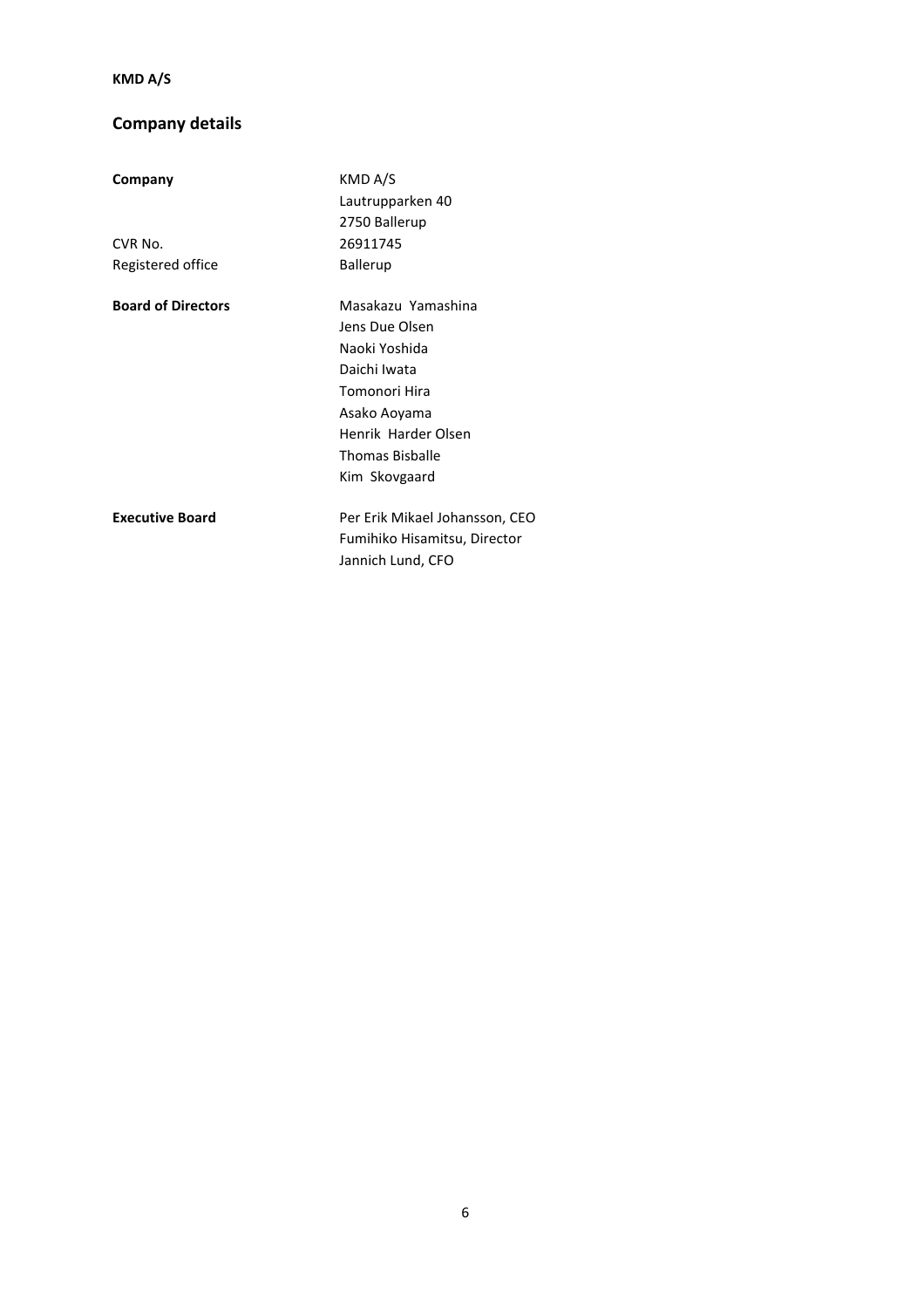## Company details

| | |
|---|---|
| **Company** | KMD A/S<br>Lautrupparken 40<br>2750 Ballerup |
| CVR No. | 26911745 |
| Registered office | Ballerup |
| **Board of Directors** | Masakazu Yamashina<br>Jens Due Olsen<br>Naoki Yoshida<br>Daichi Iwata<br>Tomonori Hira<br>Asako Aoyama<br>Henrik Harder Olsen<br>Thomas Bisballe<br>Kim Skovgaard |
| **Executive Board** | Per Erik Mikael Johansson, CEO<br>Fumihiko Hisamitsu, Director<br>Jannich Lund, CFO |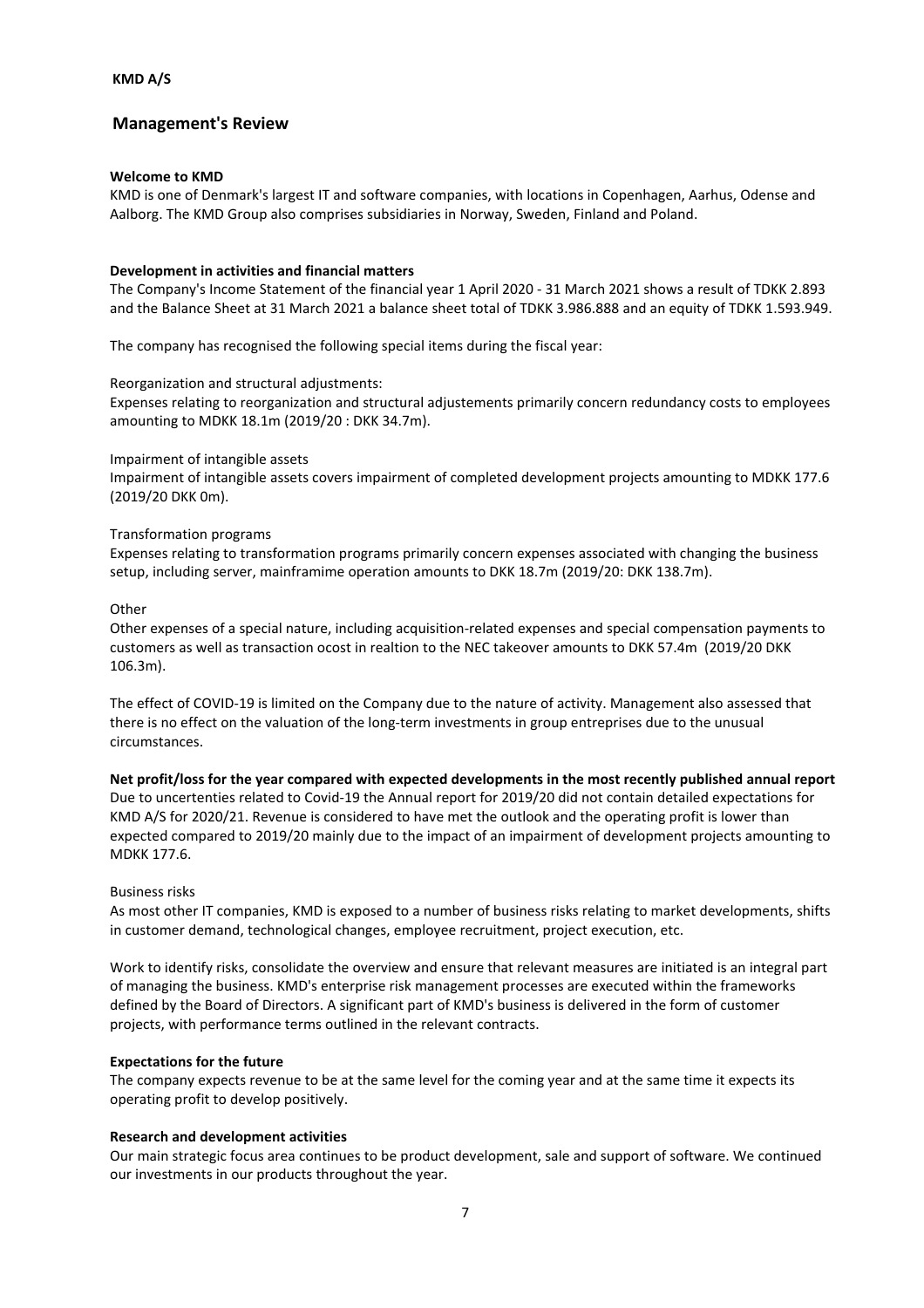KMD A/S

# Management's Review

**Welcome to KMD**

KMD is one of Denmark's largest IT and software companies, with locations in Copenhagen, Aarhus, Odense and Aalborg. The KMD Group also comprises subsidiaries in Norway, Sweden, Finland and Poland.

**Development in activities and financial matters**

The Company's Income Statement of the financial year 1 April 2020 - 31 March 2021 shows a result of TDKK 2.893 and the Balance Sheet at 31 March 2021 a balance sheet total of TDKK 3.986.888 and an equity of TDKK 1.593.949.

The company has recognised the following special items during the fiscal year:

Reorganization and structural adjustments:

Expenses relating to reorganization and structural adjustements primarily concern redundancy costs to employees amounting to MDKK 18.1m (2019/20 : DKK 34.7m).

Impairment of intangible assets

Impairment of intangible assets covers impairment of completed development projects amounting to MDKK 177.6 (2019/20 DKK 0m).

Transformation programs

Expenses relating to transformation programs primarily concern expenses associated with changing the business setup, including server, mainframime operation amounts to DKK 18.7m (2019/20: DKK 138.7m).

Other

Other expenses of a special nature, including acquisition-related expenses and special compensation payments to customers as well as transaction ocost in realtion to the NEC takeover amounts to DKK 57.4m (2019/20 DKK 106.3m).

The effect of COVID-19 is limited on the Company due to the nature of activity. Management also assessed that there is no effect on the valuation of the long-term investments in group entreprises due to the unusual circumstances.

**Net profit/loss for the year compared with expected developments in the most recently published annual report**

Due to uncertenties related to Covid-19 the Annual report for 2019/20 did not contain detailed expectations for KMD A/S for 2020/21. Revenue is considered to have met the outlook and the operating profit is lower than expected compared to 2019/20 mainly due to the impact of an impairment of development projects amounting to MDKK 177.6.

Business risks

As most other IT companies, KMD is exposed to a number of business risks relating to market developments, shifts in customer demand, technological changes, employee recruitment, project execution, etc.

Work to identify risks, consolidate the overview and ensure that relevant measures are initiated is an integral part of managing the business. KMD's enterprise risk management processes are executed within the frameworks defined by the Board of Directors. A significant part of KMD's business is delivered in the form of customer projects, with performance terms outlined in the relevant contracts.

**Expectations for the future**

The company expects revenue to be at the same level for the coming year and at the same time it expects its operating profit to develop positively.

**Research and development activities**

Our main strategic focus area continues to be product development, sale and support of software. We continued our investments in our products throughout the year.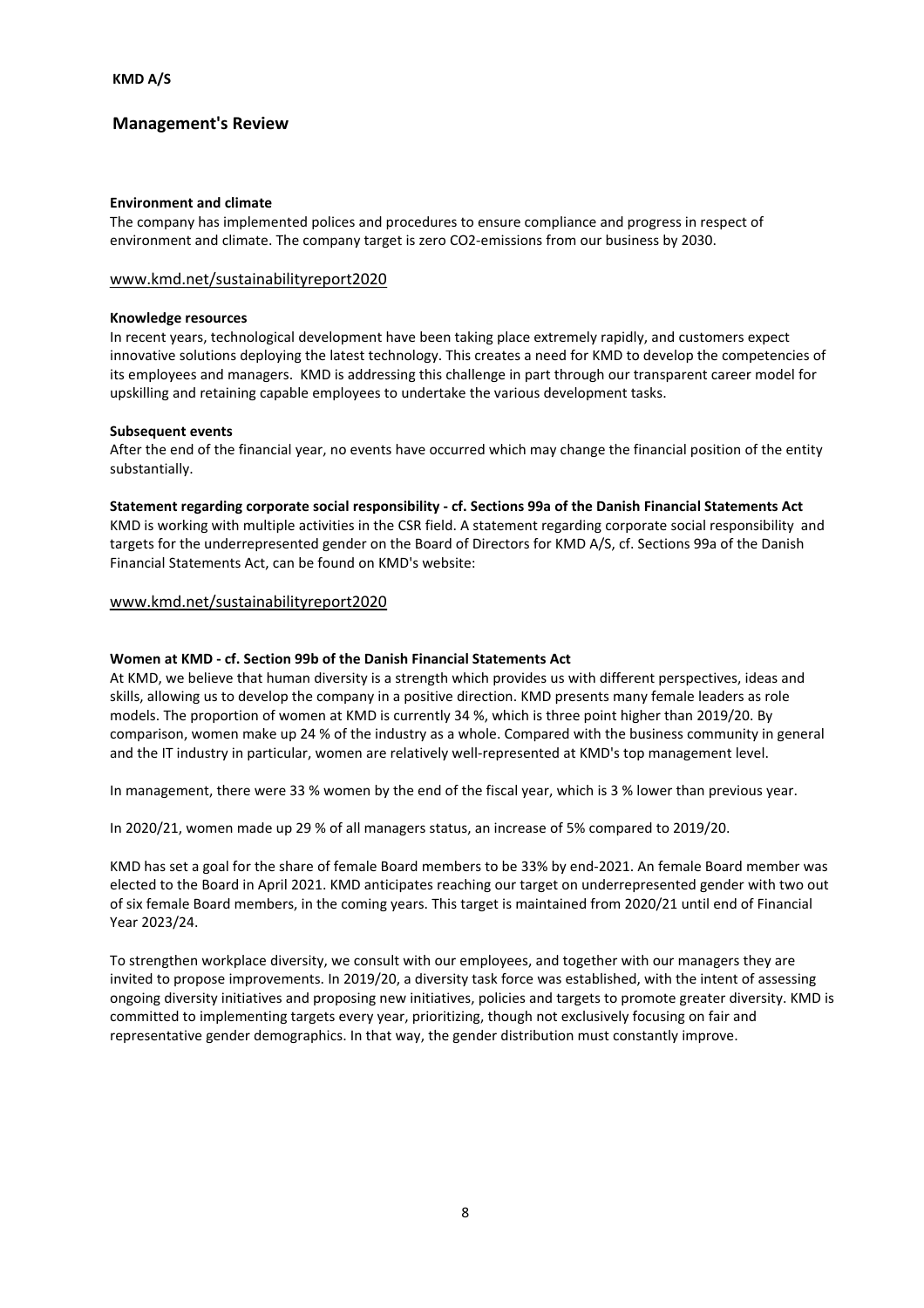## Management's Review

**Environment and climate**

The company has implemented polices and procedures to ensure compliance and progress in respect of environment and climate. The company target is zero CO2-emissions from our business by 2030.

www.kmd.net/sustainabilityreport2020

**Knowledge resources**

In recent years, technological development have been taking place extremely rapidly, and customers expect innovative solutions deploying the latest technology. This creates a need for KMD to develop the competencies of its employees and managers. KMD is addressing this challenge in part through our transparent career model for upskilling and retaining capable employees to undertake the various development tasks.

**Subsequent events**

After the end of the financial year, no events have occurred which may change the financial position of the entity substantially.

**Statement regarding corporate social responsibility - cf. Sections 99a of the Danish Financial Statements Act**

KMD is working with multiple activities in the CSR field. A statement regarding corporate social responsibility and targets for the underrepresented gender on the Board of Directors for KMD A/S, cf. Sections 99a of the Danish Financial Statements Act, can be found on KMD's website:

www.kmd.net/sustainabilityreport2020

**Women at KMD - cf. Section 99b of the Danish Financial Statements Act**

At KMD, we believe that human diversity is a strength which provides us with different perspectives, ideas and skills, allowing us to develop the company in a positive direction. KMD presents many female leaders as role models. The proportion of women at KMD is currently 34 %, which is three point higher than 2019/20. By comparison, women make up 24 % of the industry as a whole. Compared with the business community in general and the IT industry in particular, women are relatively well-represented at KMD's top management level.

In management, there were 33 % women by the end of the fiscal year, which is 3 % lower than previous year.

In 2020/21, women made up 29 % of all managers status, an increase of 5% compared to 2019/20.

KMD has set a goal for the share of female Board members to be 33% by end-2021. An female Board member was elected to the Board in April 2021. KMD anticipates reaching our target on underrepresented gender with two out of six female Board members, in the coming years. This target is maintained from 2020/21 until end of Financial Year 2023/24.

To strengthen workplace diversity, we consult with our employees, and together with our managers they are invited to propose improvements. In 2019/20, a diversity task force was established, with the intent of assessing ongoing diversity initiatives and proposing new initiatives, policies and targets to promote greater diversity. KMD is committed to implementing targets every year, prioritizing, though not exclusively focusing on fair and representative gender demographics. In that way, the gender distribution must constantly improve.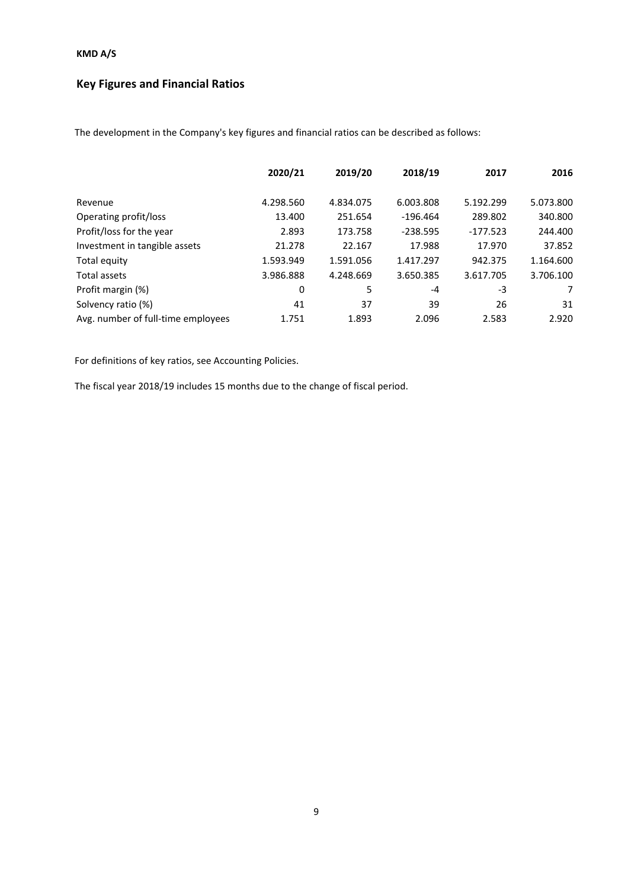**KMD A/S**

## Key Figures and Financial Ratios

The development in the Company's key figures and financial ratios can be described as follows:

| | 2020/21 | 2019/20 | 2018/19 | 2017 | 2016 |
|---|---|---|---|---|---|
| Revenue | 4.298.560 | 4.834.075 | 6.003.808 | 5.192.299 | 5.073.800 |
| Operating profit/loss | 13.400 | 251.654 | -196.464 | 289.802 | 340.800 |
| Profit/loss for the year | 2.893 | 173.758 | -238.595 | -177.523 | 244.400 |
| Investment in tangible assets | 21.278 | 22.167 | 17.988 | 17.970 | 37.852 |
| Total equity | 1.593.949 | 1.591.056 | 1.417.297 | 942.375 | 1.164.600 |
| Total assets | 3.986.888 | 4.248.669 | 3.650.385 | 3.617.705 | 3.706.100 |
| Profit margin (%) | 0 | 5 | -4 | -3 | 7 |
| Solvency ratio (%) | 41 | 37 | 39 | 26 | 31 |
| Avg. number of full-time employees | 1.751 | 1.893 | 2.096 | 2.583 | 2.920 |

For definitions of key ratios, see Accounting Policies.

The fiscal year 2018/19 includes 15 months due to the change of fiscal period.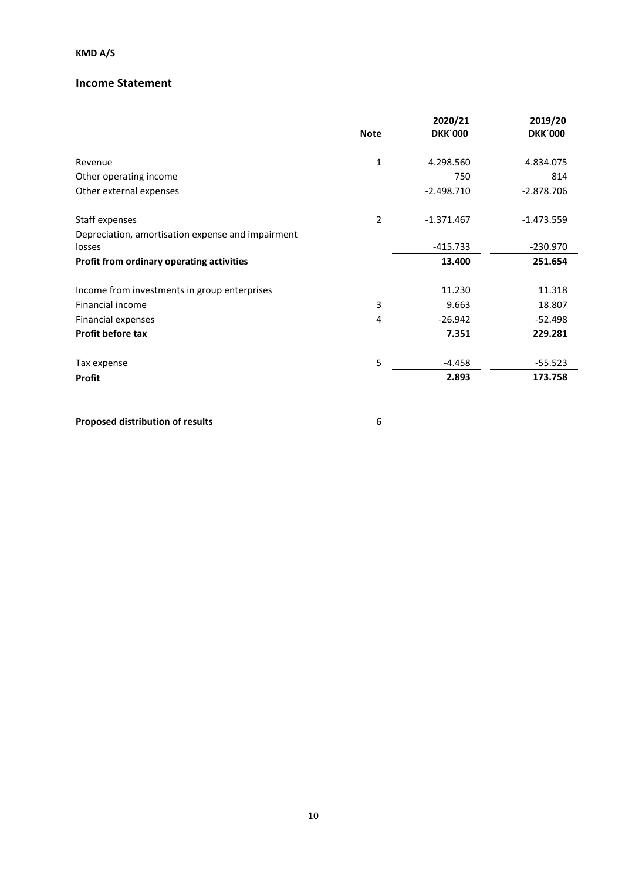**KMD A/S**

## Income Statement

| | Note | 2020/21 DKK´000 | 2019/20 DKK´000 |
|---|---|---|---|
| Revenue | 1 | 4.298.560 | 4.834.075 |
| Other operating income | | 750 | 814 |
| Other external expenses | | -2.498.710 | -2.878.706 |
| Staff expenses | 2 | -1.371.467 | -1.473.559 |
| Depreciation, amortisation expense and impairment losses | | -415.733 | -230.970 |
| **Profit from ordinary operating activities** | | **13.400** | **251.654** |
| Income from investments in group enterprises | | 11.230 | 11.318 |
| Financial income | 3 | 9.663 | 18.807 |
| Financial expenses | 4 | -26.942 | -52.498 |
| **Profit before tax** | | **7.351** | **229.281** |
| Tax expense | 5 | -4.458 | -55.523 |
| **Profit** | | **2.893** | **173.758** |

| | Note |
|---|---|
| **Proposed distribution of results** | 6 |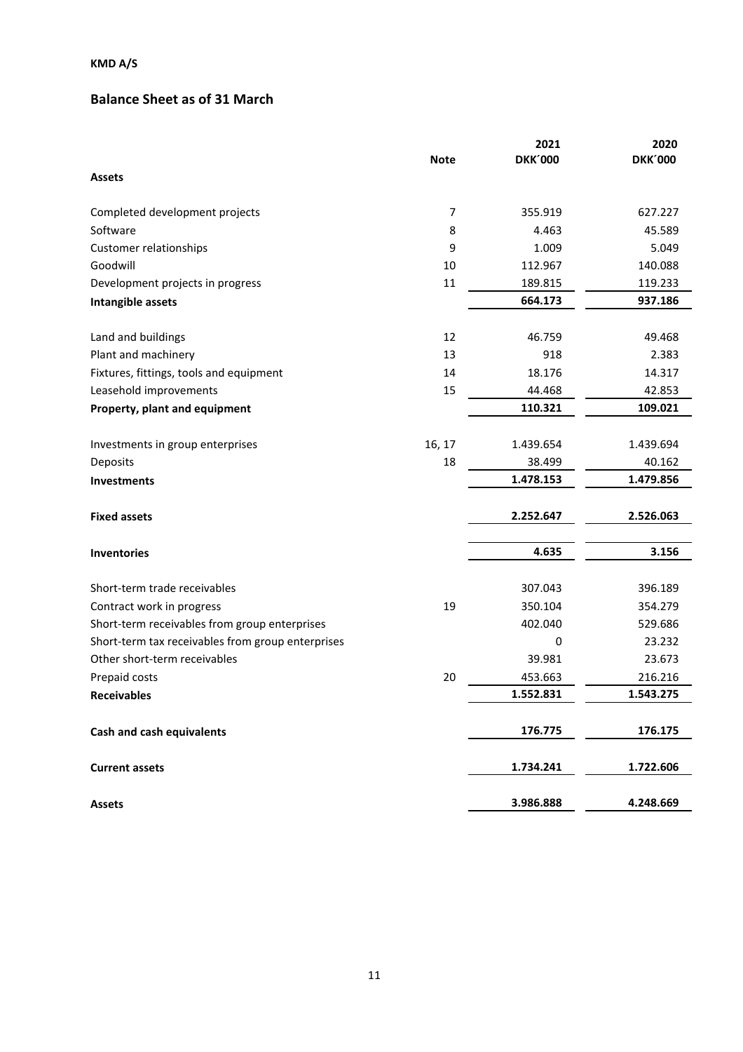**KMD A/S**

## Balance Sheet as of 31 March

| | Note | 2021 DKK´000 | 2020 DKK´000 |
|---|---|---|---|
| **Assets** | | | |
| Completed development projects | 7 | 355.919 | 627.227 |
| Software | 8 | 4.463 | 45.589 |
| Customer relationships | 9 | 1.009 | 5.049 |
| Goodwill | 10 | 112.967 | 140.088 |
| Development projects in progress | 11 | 189.815 | 119.233 |
| **Intangible assets** | | **664.173** | **937.186** |
| Land and buildings | 12 | 46.759 | 49.468 |
| Plant and machinery | 13 | 918 | 2.383 |
| Fixtures, fittings, tools and equipment | 14 | 18.176 | 14.317 |
| Leasehold improvements | 15 | 44.468 | 42.853 |
| **Property, plant and equipment** | | **110.321** | **109.021** |
| Investments in group enterprises | 16, 17 | 1.439.654 | 1.439.694 |
| Deposits | 18 | 38.499 | 40.162 |
| **Investments** | | **1.478.153** | **1.479.856** |
| **Fixed assets** | | **2.252.647** | **2.526.063** |
| **Inventories** | | **4.635** | **3.156** |
| Short-term trade receivables | | 307.043 | 396.189 |
| Contract work in progress | 19 | 350.104 | 354.279 |
| Short-term receivables from group enterprises | | 402.040 | 529.686 |
| Short-term tax receivables from group enterprises | | 0 | 23.232 |
| Other short-term receivables | | 39.981 | 23.673 |
| Prepaid costs | 20 | 453.663 | 216.216 |
| **Receivables** | | **1.552.831** | **1.543.275** |
| **Cash and cash equivalents** | | **176.775** | **176.175** |
| **Current assets** | | **1.734.241** | **1.722.606** |
| **Assets** | | **3.986.888** | **4.248.669** |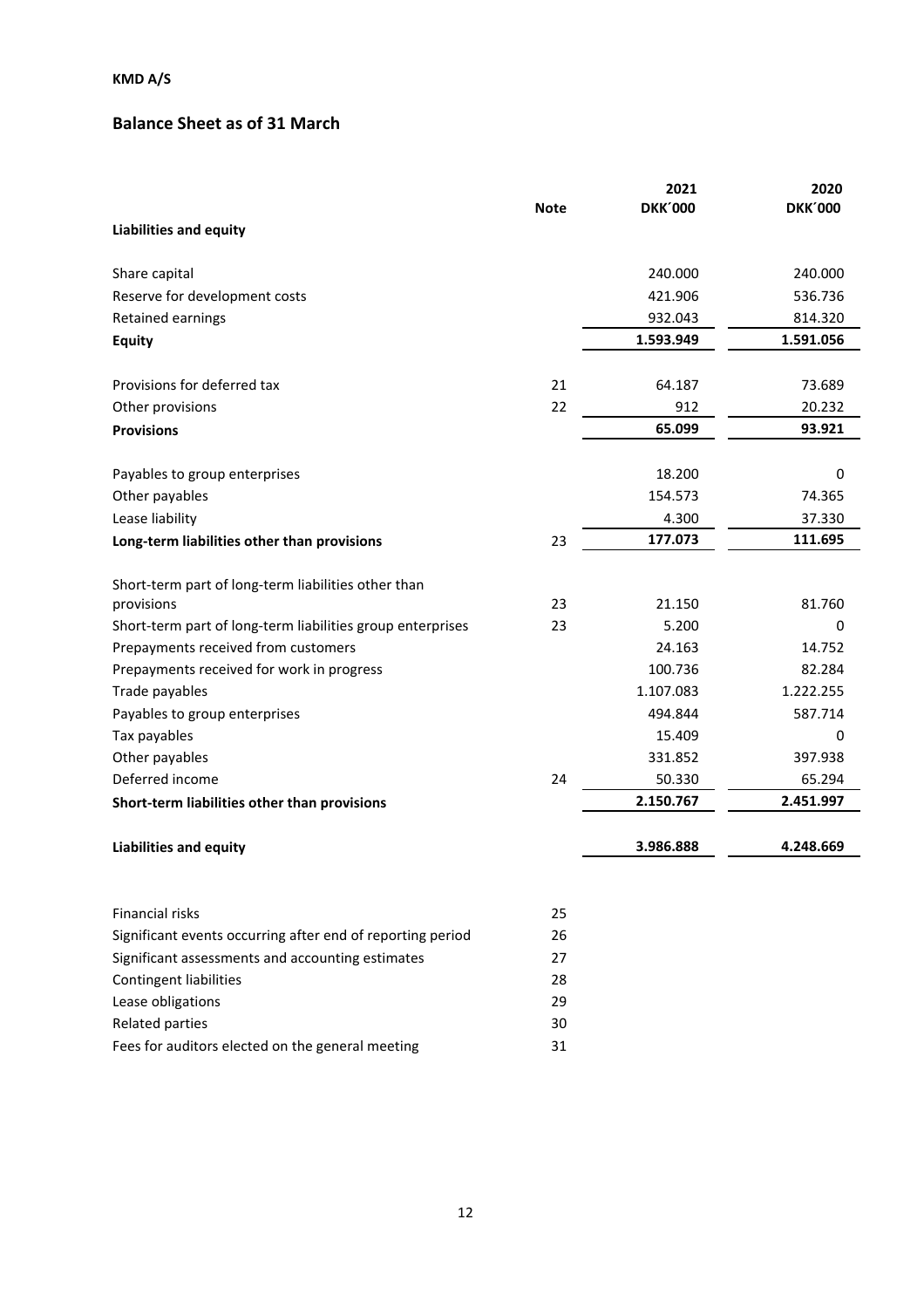**KMD A/S**

## Balance Sheet as of 31 March

| | Note | 2021 DKK´000 | 2020 DKK´000 |
|---|---|---|---|
| **Liabilities and equity** | | | |
| Share capital | | 240.000 | 240.000 |
| Reserve for development costs | | 421.906 | 536.736 |
| Retained earnings | | 932.043 | 814.320 |
| **Equity** | | **1.593.949** | **1.591.056** |
| Provisions for deferred tax | 21 | 64.187 | 73.689 |
| Other provisions | 22 | 912 | 20.232 |
| **Provisions** | | **65.099** | **93.921** |
| Payables to group enterprises | | 18.200 | 0 |
| Other payables | | 154.573 | 74.365 |
| Lease liability | | 4.300 | 37.330 |
| **Long-term liabilities other than provisions** | 23 | **177.073** | **111.695** |
| Short-term part of long-term liabilities other than provisions | 23 | 21.150 | 81.760 |
| Short-term part of long-term liabilities group enterprises | 23 | 5.200 | 0 |
| Prepayments received from customers | | 24.163 | 14.752 |
| Prepayments received for work in progress | | 100.736 | 82.284 |
| Trade payables | | 1.107.083 | 1.222.255 |
| Payables to group enterprises | | 494.844 | 587.714 |
| Tax payables | | 15.409 | 0 |
| Other payables | | 331.852 | 397.938 |
| Deferred income | 24 | 50.330 | 65.294 |
| **Short-term liabilities other than provisions** | | **2.150.767** | **2.451.997** |
| **Liabilities and equity** | | **3.986.888** | **4.248.669** |

| | Note |
|---|---|
| Financial risks | 25 |
| Significant events occurring after end of reporting period | 26 |
| Significant assessments and accounting estimates | 27 |
| Contingent liabilities | 28 |
| Lease obligations | 29 |
| Related parties | 30 |
| Fees for auditors elected on the general meeting | 31 |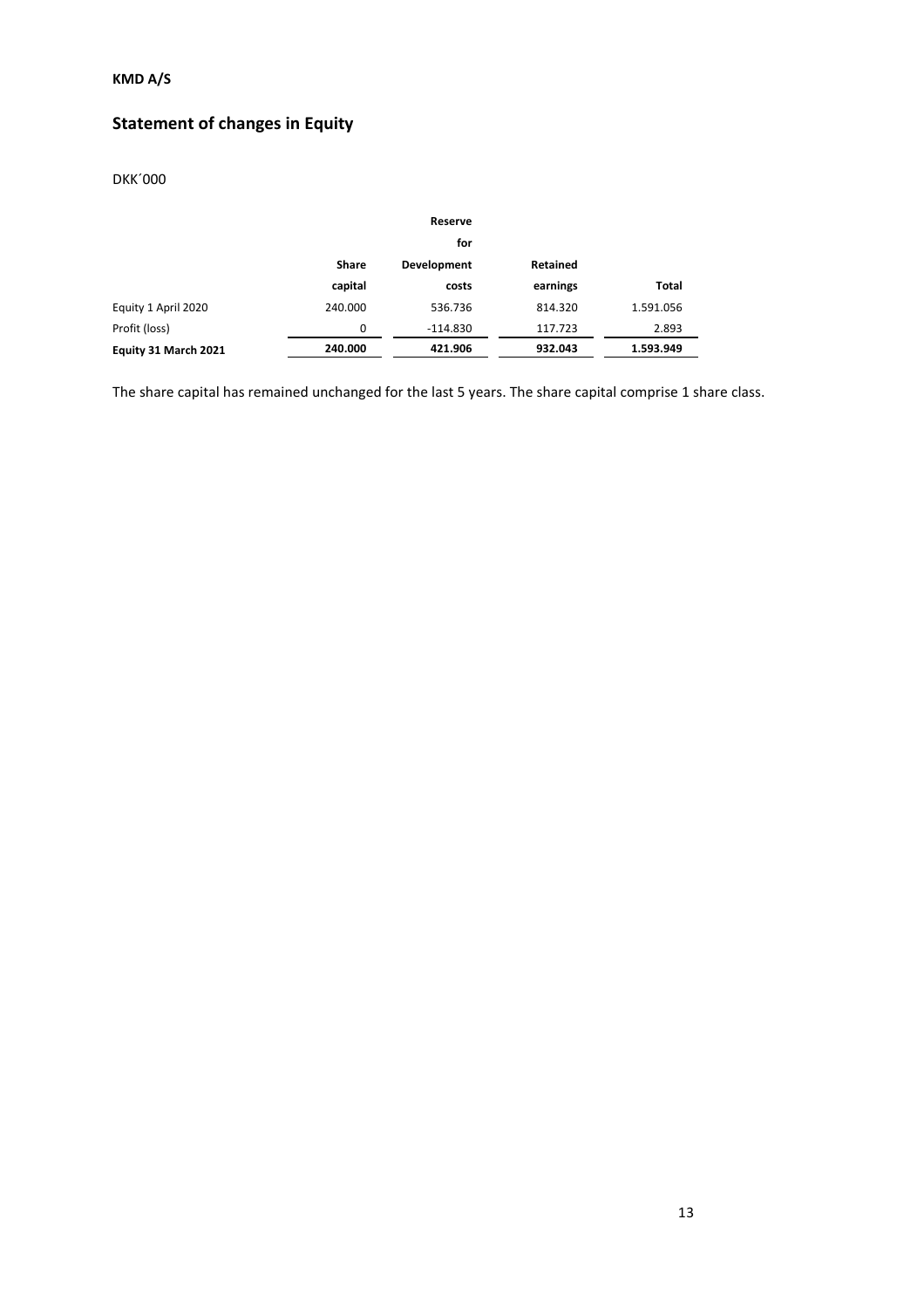**KMD A/S**

# Statement of changes in Equity

DKK´000

| | Share capital | Reserve for Development costs | Retained earnings | Total |
|---|---|---|---|---|
| Equity 1 April 2020 | 240.000 | 536.736 | 814.320 | 1.591.056 |
| Profit (loss) | 0 | -114.830 | 117.723 | 2.893 |
| **Equity 31 March 2021** | **240.000** | **421.906** | **932.043** | **1.593.949** |

The share capital has remained unchanged for the last 5 years. The share capital comprise 1 share class.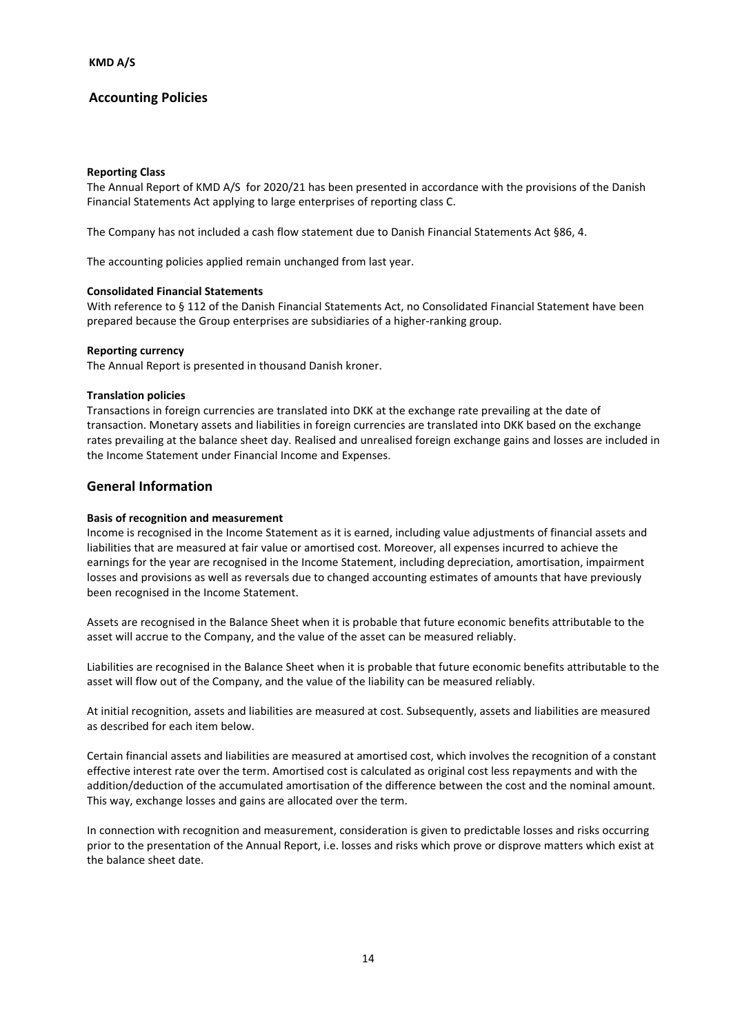## Accounting Policies

**Reporting Class**
The Annual Report of KMD A/S for 2020/21 has been presented in accordance with the provisions of the Danish Financial Statements Act applying to large enterprises of reporting class C.

The Company has not included a cash flow statement due to Danish Financial Statements Act §86, 4.

The accounting policies applied remain unchanged from last year.

**Consolidated Financial Statements**
With reference to § 112 of the Danish Financial Statements Act, no Consolidated Financial Statement have been prepared because the Group enterprises are subsidiaries of a higher-ranking group.

**Reporting currency**
The Annual Report is presented in thousand Danish kroner.

**Translation policies**
Transactions in foreign currencies are translated into DKK at the exchange rate prevailing at the date of transaction. Monetary assets and liabilities in foreign currencies are translated into DKK based on the exchange rates prevailing at the balance sheet day. Realised and unrealised foreign exchange gains and losses are included in the Income Statement under Financial Income and Expenses.

## General Information

**Basis of recognition and measurement**
Income is recognised in the Income Statement as it is earned, including value adjustments of financial assets and liabilities that are measured at fair value or amortised cost. Moreover, all expenses incurred to achieve the earnings for the year are recognised in the Income Statement, including depreciation, amortisation, impairment losses and provisions as well as reversals due to changed accounting estimates of amounts that have previously been recognised in the Income Statement.

Assets are recognised in the Balance Sheet when it is probable that future economic benefits attributable to the asset will accrue to the Company, and the value of the asset can be measured reliably.

Liabilities are recognised in the Balance Sheet when it is probable that future economic benefits attributable to the asset will flow out of the Company, and the value of the liability can be measured reliably.

At initial recognition, assets and liabilities are measured at cost. Subsequently, assets and liabilities are measured as described for each item below.

Certain financial assets and liabilities are measured at amortised cost, which involves the recognition of a constant effective interest rate over the term. Amortised cost is calculated as original cost less repayments and with the addition/deduction of the accumulated amortisation of the difference between the cost and the nominal amount. This way, exchange losses and gains are allocated over the term.

In connection with recognition and measurement, consideration is given to predictable losses and risks occurring prior to the presentation of the Annual Report, i.e. losses and risks which prove or disprove matters which exist at the balance sheet date.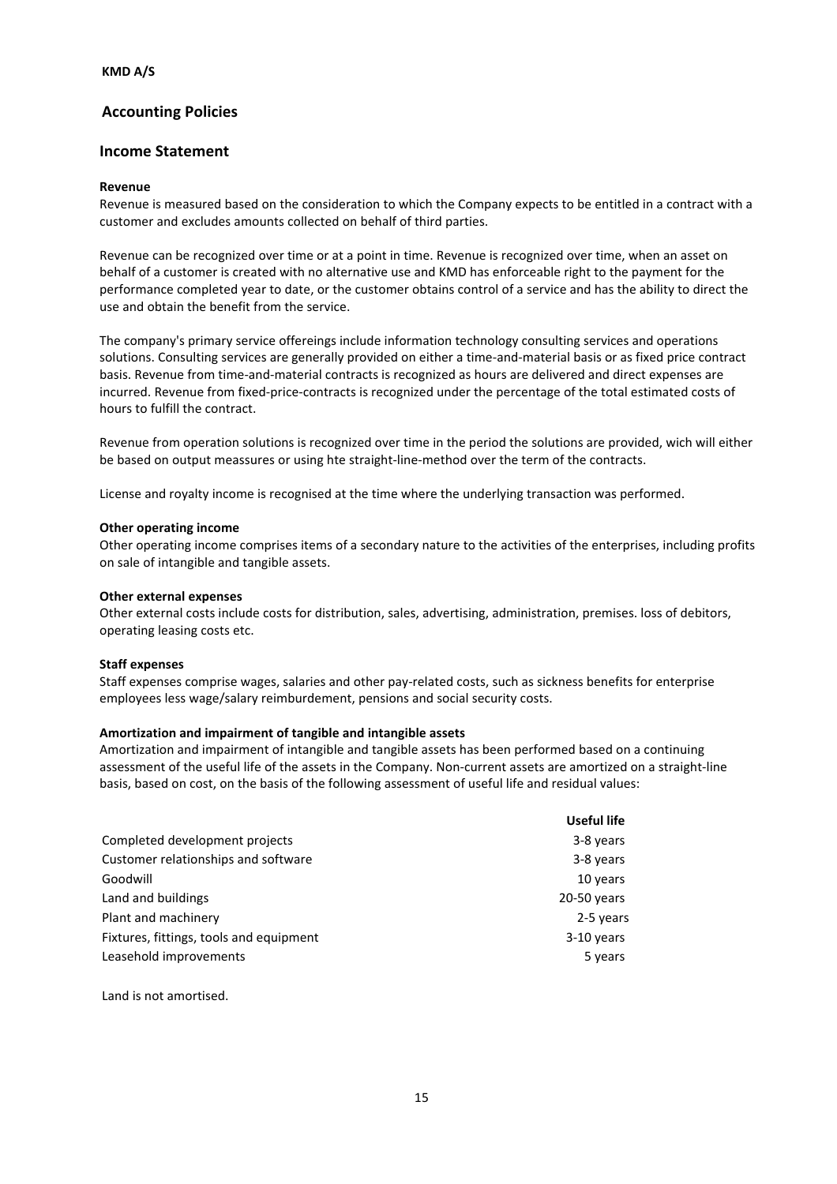**KMD A/S**

## Accounting Policies

## Income Statement

**Revenue**

Revenue is measured based on the consideration to which the Company expects to be entitled in a contract with a customer and excludes amounts collected on behalf of third parties.

Revenue can be recognized over time or at a point in time. Revenue is recognized over time, when an asset on behalf of a customer is created with no alternative use and KMD has enforceable right to the payment for the performance completed year to date, or the customer obtains control of a service and has the ability to direct the use and obtain the benefit from the service.

The company's primary service offereings include information technology consulting services and operations solutions. Consulting services are generally provided on either a time-and-material basis or as fixed price contract basis. Revenue from time-and-material contracts is recognized as hours are delivered and direct expenses are incurred. Revenue from fixed-price-contracts is recognized under the percentage of the total estimated costs of hours to fulfill the contract.

Revenue from operation solutions is recognized over time in the period the solutions are provided, wich will either be based on output meassures or using hte straight-line-method over the term of the contracts.

License and royalty income is recognised at the time where the underlying transaction was performed.

**Other operating income**

Other operating income comprises items of a secondary nature to the activities of the enterprises, including profits on sale of intangible and tangible assets.

**Other external expenses**

Other external costs include costs for distribution, sales, advertising, administration, premises. loss of debitors, operating leasing costs etc.

**Staff expenses**

Staff expenses comprise wages, salaries and other pay-related costs, such as sickness benefits for enterprise employees less wage/salary reimburdement, pensions and social security costs.

**Amortization and impairment of tangible and intangible assets**

Amortization and impairment of intangible and tangible assets has been performed based on a continuing assessment of the useful life of the assets in the Company. Non-current assets are amortized on a straight-line basis, based on cost, on the basis of the following assessment of useful life and residual values:

| | Useful life |
|---|---|
| Completed development projects | 3-8 years |
| Customer relationships and software | 3-8 years |
| Goodwill | 10 years |
| Land and buildings | 20-50 years |
| Plant and machinery | 2-5 years |
| Fixtures, fittings, tools and equipment | 3-10 years |
| Leasehold improvements | 5 years |

Land is not amortised.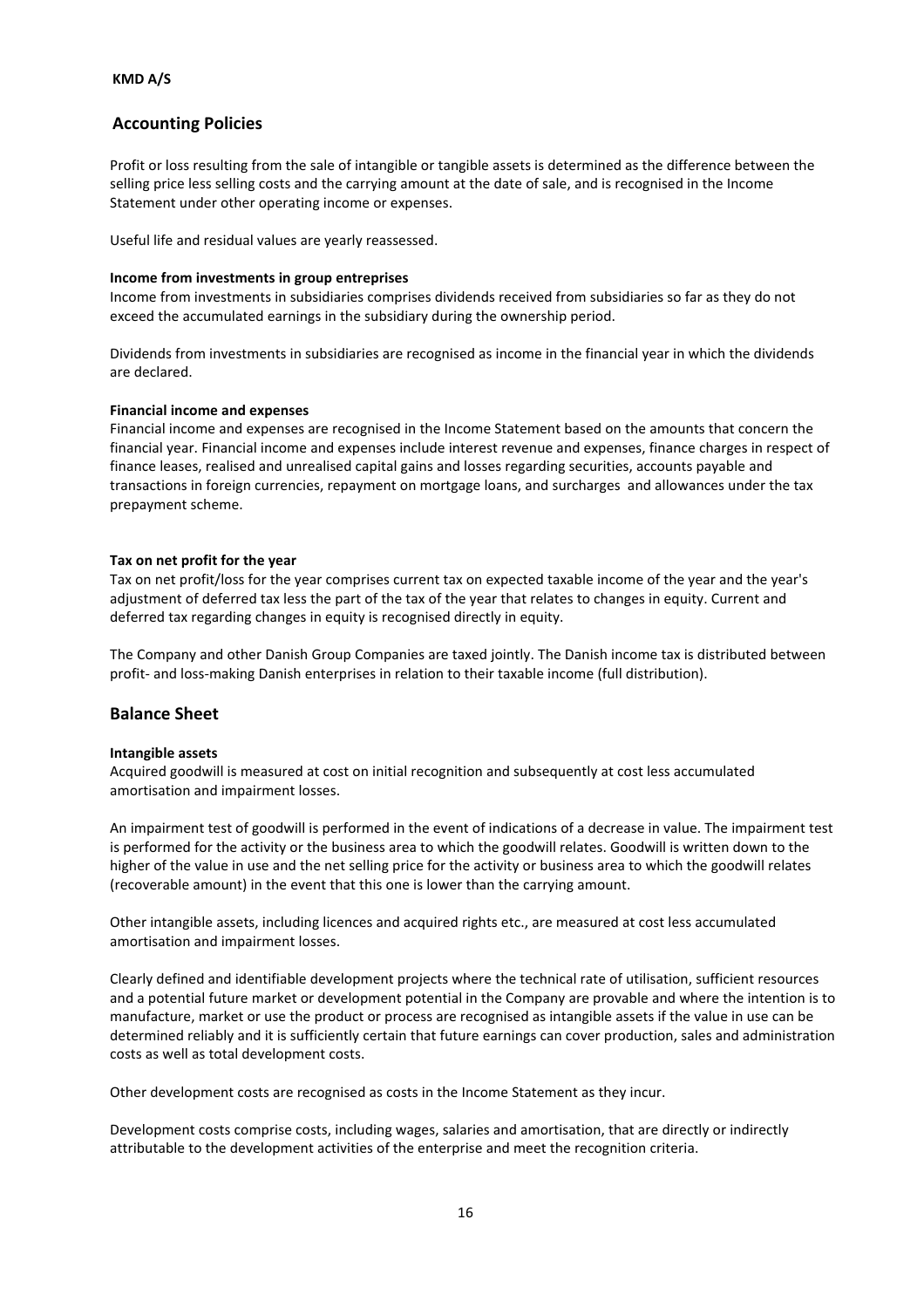Profit or loss resulting from the sale of intangible or tangible assets is determined as the difference between the selling price less selling costs and the carrying amount at the date of sale, and is recognised in the Income Statement under other operating income or expenses.

Useful life and residual values are yearly reassessed.

**Income from investments in group entreprises**

Income from investments in subsidiaries comprises dividends received from subsidiaries so far as they do not exceed the accumulated earnings in the subsidiary during the ownership period.

Dividends from investments in subsidiaries are recognised as income in the financial year in which the dividends are declared.

**Financial income and expenses**

Financial income and expenses are recognised in the Income Statement based on the amounts that concern the financial year. Financial income and expenses include interest revenue and expenses, finance charges in respect of finance leases, realised and unrealised capital gains and losses regarding securities, accounts payable and transactions in foreign currencies, repayment on mortgage loans, and surcharges and allowances under the tax prepayment scheme.

**Tax on net profit for the year**

Tax on net profit/loss for the year comprises current tax on expected taxable income of the year and the year's adjustment of deferred tax less the part of the tax of the year that relates to changes in equity. Current and deferred tax regarding changes in equity is recognised directly in equity.

The Company and other Danish Group Companies are taxed jointly. The Danish income tax is distributed between profit- and loss-making Danish enterprises in relation to their taxable income (full distribution).

## Balance Sheet

**Intangible assets**

Acquired goodwill is measured at cost on initial recognition and subsequently at cost less accumulated amortisation and impairment losses.

An impairment test of goodwill is performed in the event of indications of a decrease in value. The impairment test is performed for the activity or the business area to which the goodwill relates. Goodwill is written down to the higher of the value in use and the net selling price for the activity or business area to which the goodwill relates (recoverable amount) in the event that this one is lower than the carrying amount.

Other intangible assets, including licences and acquired rights etc., are measured at cost less accumulated amortisation and impairment losses.

Clearly defined and identifiable development projects where the technical rate of utilisation, sufficient resources and a potential future market or development potential in the Company are provable and where the intention is to manufacture, market or use the product or process are recognised as intangible assets if the value in use can be determined reliably and it is sufficiently certain that future earnings can cover production, sales and administration costs as well as total development costs.

Other development costs are recognised as costs in the Income Statement as they incur.

Development costs comprise costs, including wages, salaries and amortisation, that are directly or indirectly attributable to the development activities of the enterprise and meet the recognition criteria.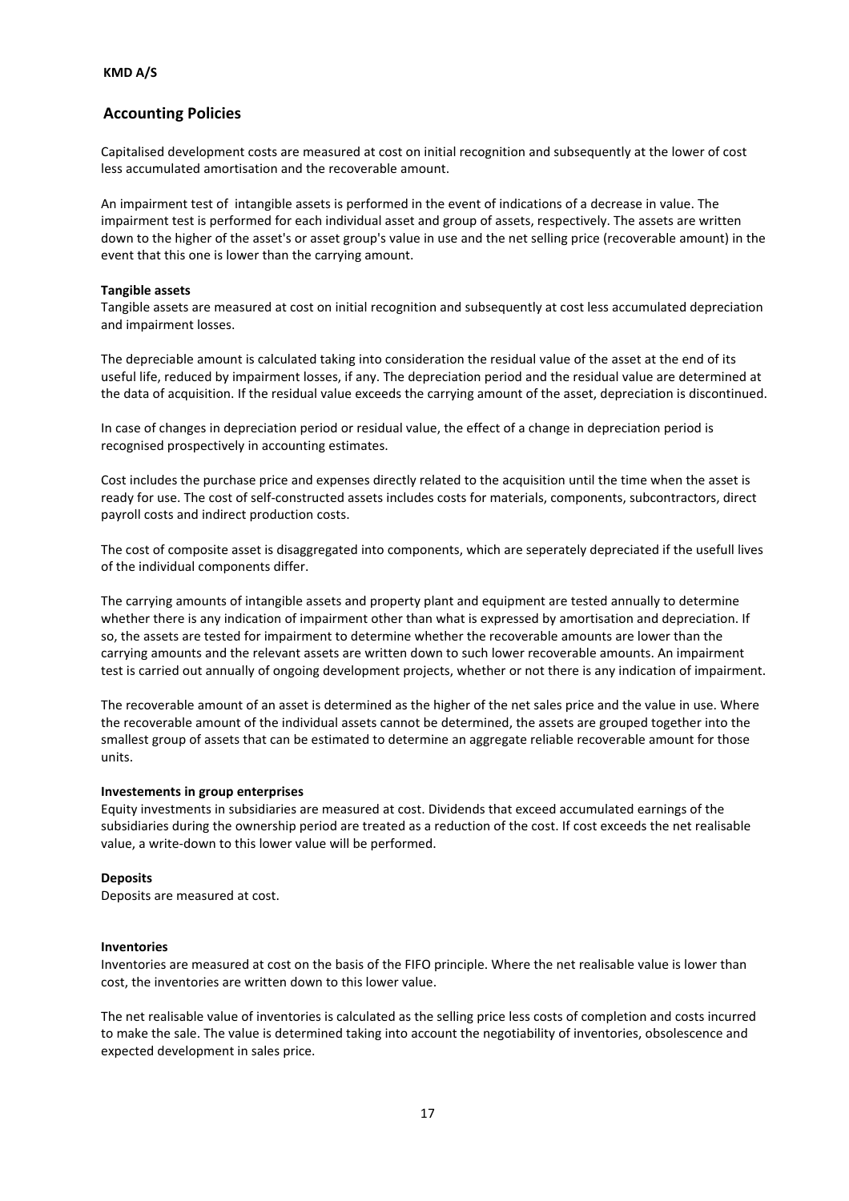**KMD A/S**

## Accounting Policies

Capitalised development costs are measured at cost on initial recognition and subsequently at the lower of cost less accumulated amortisation and the recoverable amount.

An impairment test of  intangible assets is performed in the event of indications of a decrease in value. The impairment test is performed for each individual asset and group of assets, respectively. The assets are written down to the higher of the asset's or asset group's value in use and the net selling price (recoverable amount) in the event that this one is lower than the carrying amount.

**Tangible assets**

Tangible assets are measured at cost on initial recognition and subsequently at cost less accumulated depreciation and impairment losses.

The depreciable amount is calculated taking into consideration the residual value of the asset at the end of its useful life, reduced by impairment losses, if any. The depreciation period and the residual value are determined at the data of acquisition. If the residual value exceeds the carrying amount of the asset, depreciation is discontinued.

In case of changes in depreciation period or residual value, the effect of a change in depreciation period is recognised prospectively in accounting estimates.

Cost includes the purchase price and expenses directly related to the acquisition until the time when the asset is ready for use. The cost of self-constructed assets includes costs for materials, components, subcontractors, direct payroll costs and indirect production costs.

The cost of composite asset is disaggregated into components, which are seperately depreciated if the usefull lives of the individual components differ.

The carrying amounts of intangible assets and property plant and equipment are tested annually to determine whether there is any indication of impairment other than what is expressed by amortisation and depreciation. If so, the assets are tested for impairment to determine whether the recoverable amounts are lower than the carrying amounts and the relevant assets are written down to such lower recoverable amounts. An impairment test is carried out annually of ongoing development projects, whether or not there is any indication of impairment.

The recoverable amount of an asset is determined as the higher of the net sales price and the value in use. Where the recoverable amount of the individual assets cannot be determined, the assets are grouped together into the smallest group of assets that can be estimated to determine an aggregate reliable recoverable amount for those units.

**Investements in group enterprises**

Equity investments in subsidiaries are measured at cost. Dividends that exceed accumulated earnings of the subsidiaries during the ownership period are treated as a reduction of the cost. If cost exceeds the net realisable value, a write-down to this lower value will be performed.

**Deposits**

Deposits are measured at cost.

**Inventories**

Inventories are measured at cost on the basis of the FIFO principle. Where the net realisable value is lower than cost, the inventories are written down to this lower value.

The net realisable value of inventories is calculated as the selling price less costs of completion and costs incurred to make the sale. The value is determined taking into account the negotiability of inventories, obsolescence and expected development in sales price.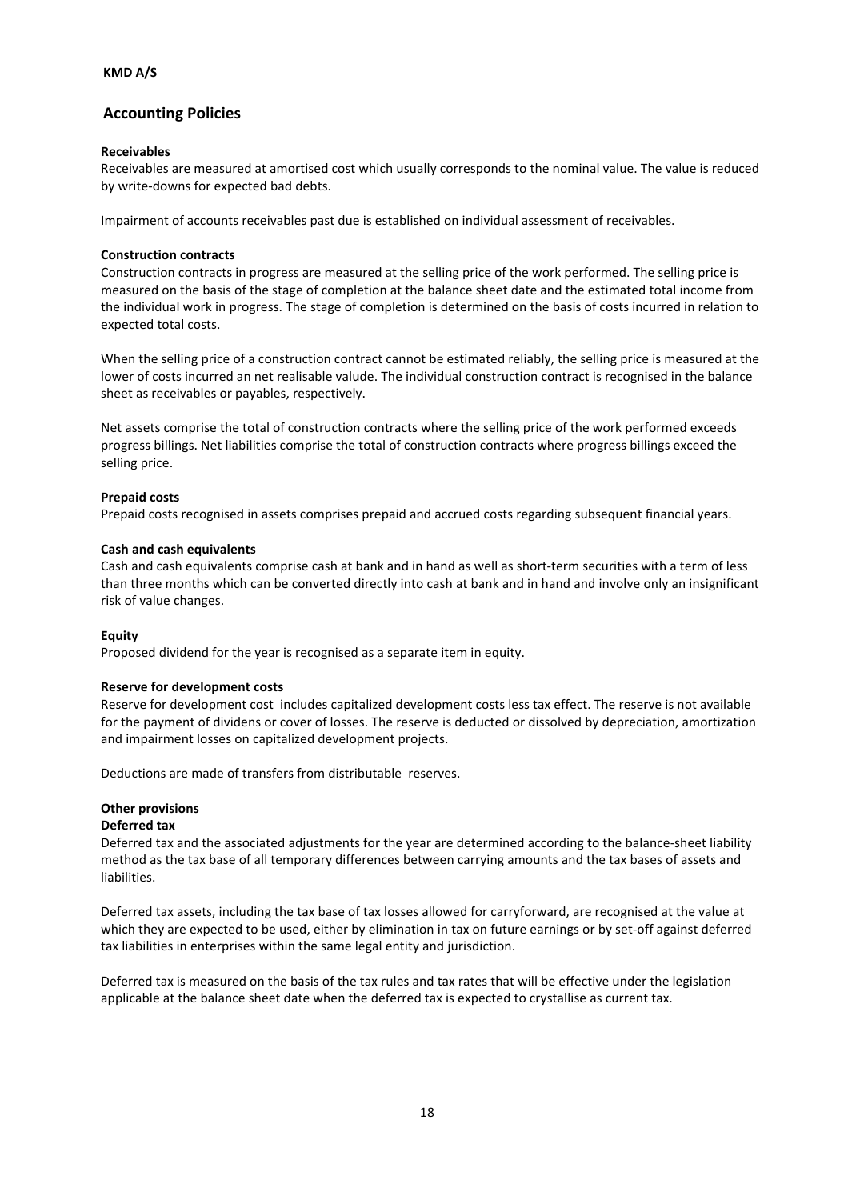**KMD A/S**

## Accounting Policies

**Receivables**

Receivables are measured at amortised cost which usually corresponds to the nominal value. The value is reduced by write-downs for expected bad debts.

Impairment of accounts receivables past due is established on individual assessment of receivables.

**Construction contracts**

Construction contracts in progress are measured at the selling price of the work performed. The selling price is measured on the basis of the stage of completion at the balance sheet date and the estimated total income from the individual work in progress. The stage of completion is determined on the basis of costs incurred in relation to expected total costs.

When the selling price of a construction contract cannot be estimated reliably, the selling price is measured at the lower of costs incurred an net realisable valude. The individual construction contract is recognised in the balance sheet as receivables or payables, respectively.

Net assets comprise the total of construction contracts where the selling price of the work performed exceeds progress billings. Net liabilities comprise the total of construction contracts where progress billings exceed the selling price.

**Prepaid costs**

Prepaid costs recognised in assets comprises prepaid and accrued costs regarding subsequent financial years.

**Cash and cash equivalents**

Cash and cash equivalents comprise cash at bank and in hand as well as short-term securities with a term of less than three months which can be converted directly into cash at bank and in hand and involve only an insignificant risk of value changes.

**Equity**

Proposed dividend for the year is recognised as a separate item in equity.

**Reserve for development costs**

Reserve for development cost includes capitalized development costs less tax effect. The reserve is not available for the payment of dividens or cover of losses. The reserve is deducted or dissolved by depreciation, amortization and impairment losses on capitalized development projects.

Deductions are made of transfers from distributable reserves.

**Other provisions**

**Deferred tax**

Deferred tax and the associated adjustments for the year are determined according to the balance-sheet liability method as the tax base of all temporary differences between carrying amounts and the tax bases of assets and liabilities.

Deferred tax assets, including the tax base of tax losses allowed for carryforward, are recognised at the value at which they are expected to be used, either by elimination in tax on future earnings or by set-off against deferred tax liabilities in enterprises within the same legal entity and jurisdiction.

Deferred tax is measured on the basis of the tax rules and tax rates that will be effective under the legislation applicable at the balance sheet date when the deferred tax is expected to crystallise as current tax.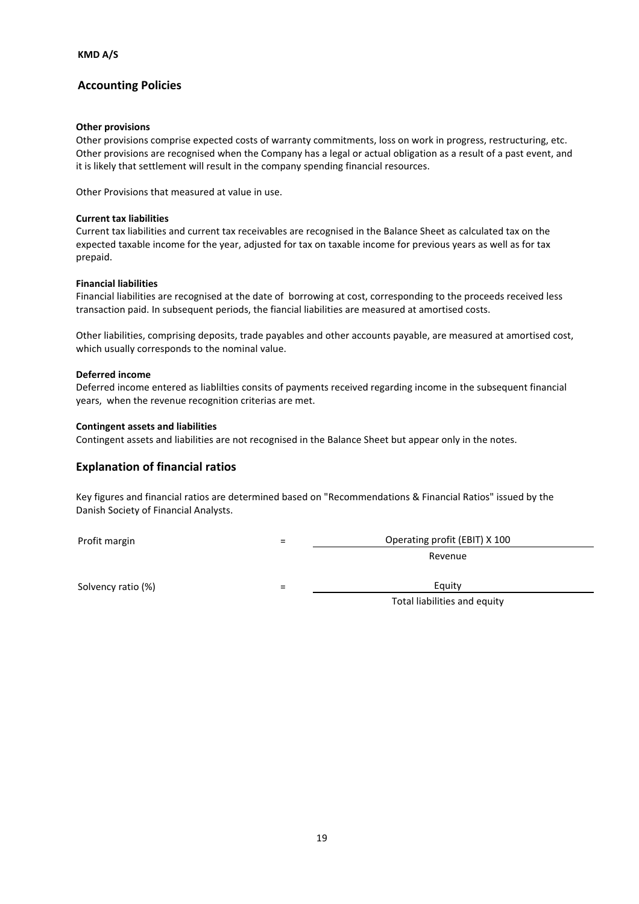**KMD A/S**

## Accounting Policies

**Other provisions**

Other provisions comprise expected costs of warranty commitments, loss on work in progress, restructuring, etc. Other provisions are recognised when the Company has a legal or actual obligation as a result of a past event, and it is likely that settlement will result in the company spending financial resources.

Other Provisions that measured at value in use.

**Current tax liabilities**

Current tax liabilities and current tax receivables are recognised in the Balance Sheet as calculated tax on the expected taxable income for the year, adjusted for tax on taxable income for previous years as well as for tax prepaid.

**Financial liabilities**

Financial liabilities are recognised at the date of borrowing at cost, corresponding to the proceeds received less transaction paid. In subsequent periods, the fiancial liabilities are measured at amortised costs.

Other liabilities, comprising deposits, trade payables and other accounts payable, are measured at amortised cost, which usually corresponds to the nominal value.

**Deferred income**

Deferred income entered as liablilties consits of payments received regarding income in the subsequent financial years, when the revenue recognition criterias are met.

**Contingent assets and liabilities**

Contingent assets and liabilities are not recognised in the Balance Sheet but appear only in the notes.

## Explanation of financial ratios

Key figures and financial ratios are determined based on "Recommendations & Financial Ratios" issued by the Danish Society of Financial Analysts.

$$\text{Profit margin} = \frac{\text{Operating profit (EBIT) X 100}}{\text{Revenue}}$$

$$\text{Solvency ratio (\%)} = \frac{\text{Equity}}{\text{Total liabilities and equity}}$$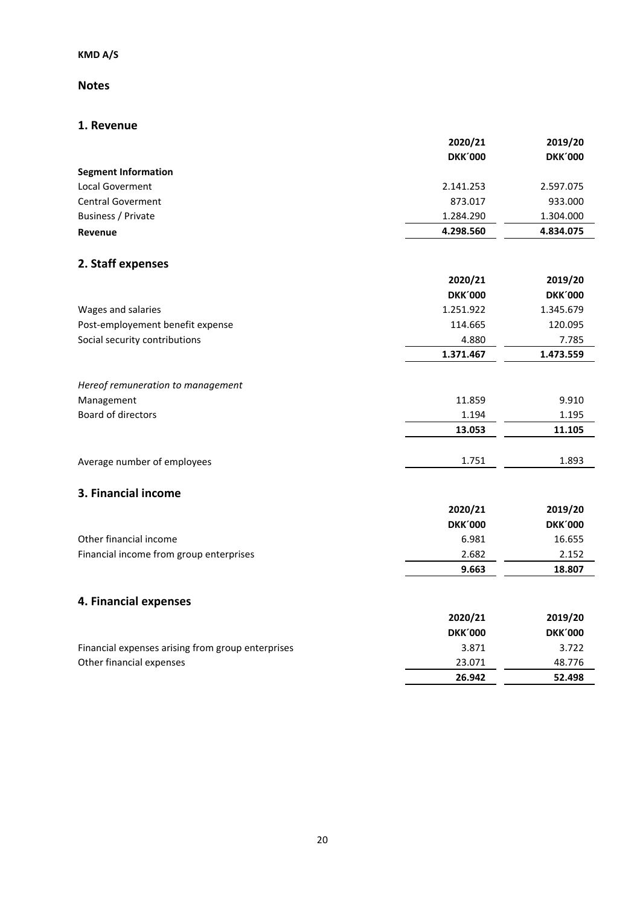**KMD A/S**

## Notes

### 1. Revenue

| | 2020/21 | 2019/20 |
|---|---|---|
| | **DKK´000** | **DKK´000** |
| **Segment Information** | | |
| Local Goverment | 2.141.253 | 2.597.075 |
| Central Goverment | 873.017 | 933.000 |
| Business / Private | 1.284.290 | 1.304.000 |
| **Revenue** | **4.298.560** | **4.834.075** |

### 2. Staff expenses

| | 2020/21 | 2019/20 |
|---|---|---|
| | **DKK´000** | **DKK´000** |
| Wages and salaries | 1.251.922 | 1.345.679 |
| Post-employement benefit expense | 114.665 | 120.095 |
| Social security contributions | 4.880 | 7.785 |
| | **1.371.467** | **1.473.559** |
| *Hereof remuneration to management* | | |
| Management | 11.859 | 9.910 |
| Board of directors | 1.194 | 1.195 |
| | **13.053** | **11.105** |
| Average number of employees | 1.751 | 1.893 |

### 3. Financial income

| | 2020/21 | 2019/20 |
|---|---|---|
| | **DKK´000** | **DKK´000** |
| Other financial income | 6.981 | 16.655 |
| Financial income from group enterprises | 2.682 | 2.152 |
| | **9.663** | **18.807** |

### 4. Financial expenses

| | 2020/21 | 2019/20 |
|---|---|---|
| | **DKK´000** | **DKK´000** |
| Financial expenses arising from group enterprises | 3.871 | 3.722 |
| Other financial expenses | 23.071 | 48.776 |
| | **26.942** | **52.498** |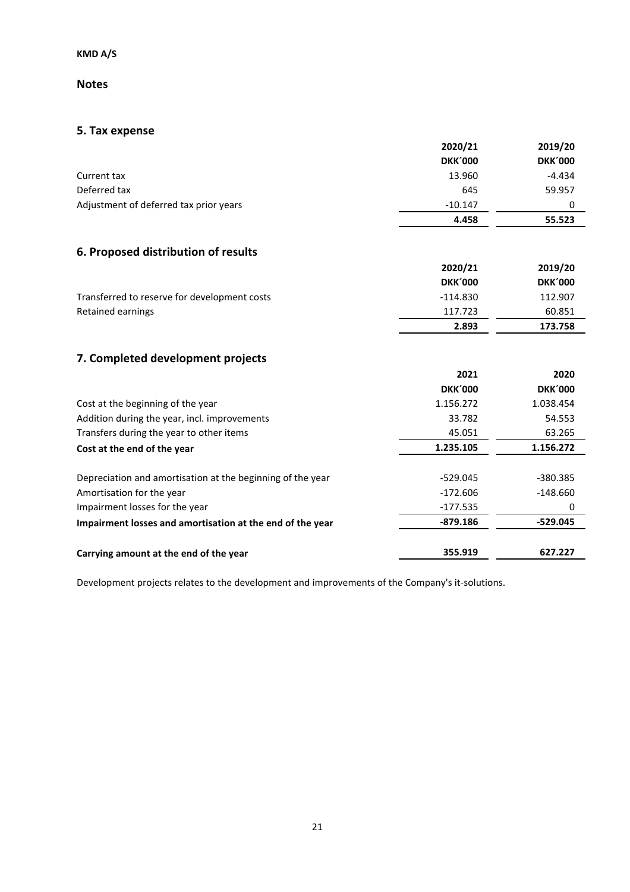**KMD A/S**

## Notes

### 5. Tax expense

| | 2020/21 | 2019/20 |
|---|---|---|
| | **DKK´000** | **DKK´000** |
| Current tax | 13.960 | -4.434 |
| Deferred tax | 645 | 59.957 |
| Adjustment of deferred tax prior years | -10.147 | 0 |
| | **4.458** | **55.523** |

### 6. Proposed distribution of results

| | 2020/21 | 2019/20 |
|---|---|---|
| | **DKK´000** | **DKK´000** |
| Transferred to reserve for development costs | -114.830 | 112.907 |
| Retained earnings | 117.723 | 60.851 |
| | **2.893** | **173.758** |

### 7. Completed development projects

| | 2021 | 2020 |
|---|---|---|
| | **DKK´000** | **DKK´000** |
| Cost at the beginning of the year | 1.156.272 | 1.038.454 |
| Addition during the year, incl. improvements | 33.782 | 54.553 |
| Transfers during the year to other items | 45.051 | 63.265 |
| **Cost at the end of the year** | **1.235.105** | **1.156.272** |
| | | |
| Depreciation and amortisation at the beginning of the year | -529.045 | -380.385 |
| Amortisation for the year | -172.606 | -148.660 |
| Impairment losses for the year | -177.535 | 0 |
| **Impairment losses and amortisation at the end of the year** | **-879.186** | **-529.045** |
| | | |
| **Carrying amount at the end of the year** | **355.919** | **627.227** |

Development projects relates to the development and improvements of the Company's it-solutions.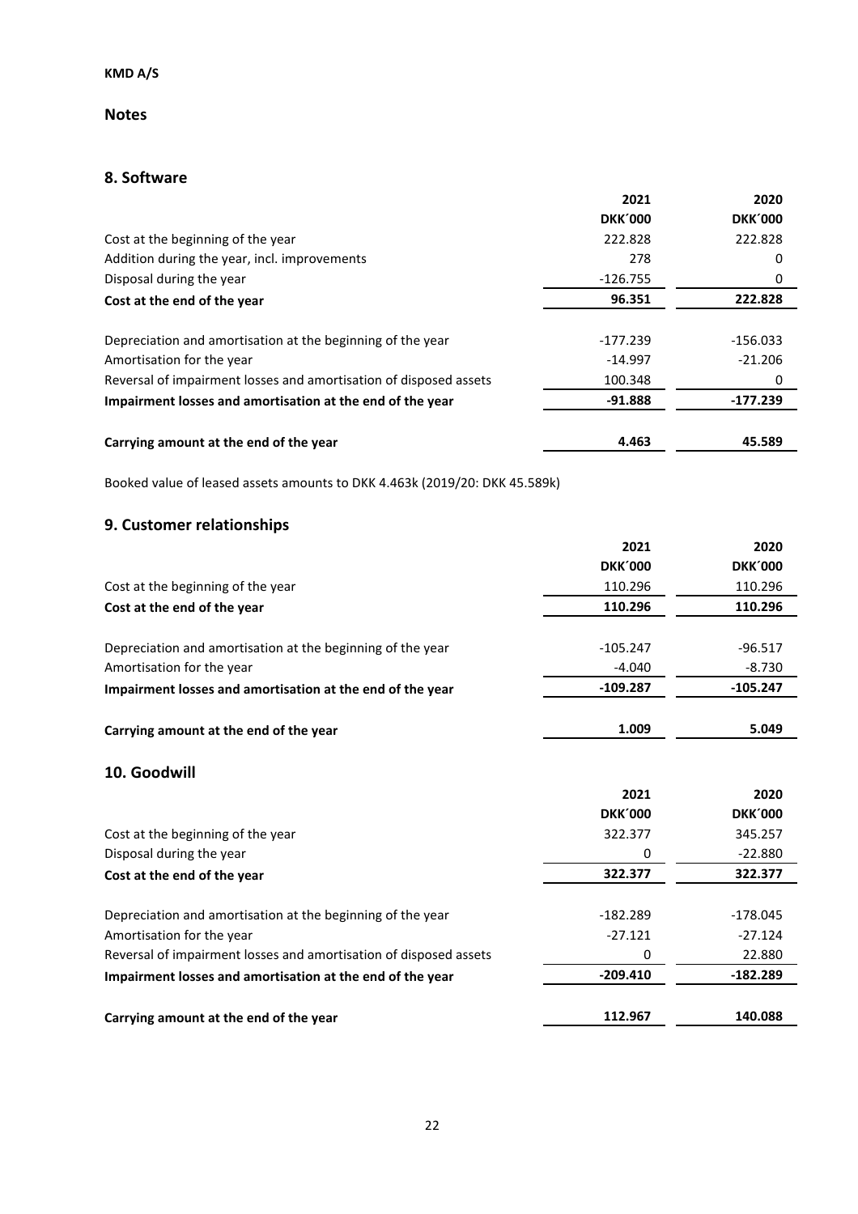**KMD A/S**

## Notes

### 8. Software

| | 2021 | 2020 |
|---|---|---|
| | **DKK´000** | **DKK´000** |
| Cost at the beginning of the year | 222.828 | 222.828 |
| Addition during the year, incl. improvements | 278 | 0 |
| Disposal during the year | -126.755 | 0 |
| **Cost at the end of the year** | **96.351** | **222.828** |
| | | |
| Depreciation and amortisation at the beginning of the year | -177.239 | -156.033 |
| Amortisation for the year | -14.997 | -21.206 |
| Reversal of impairment losses and amortisation of disposed assets | 100.348 | 0 |
| **Impairment losses and amortisation at the end of the year** | **-91.888** | **-177.239** |
| | | |
| **Carrying amount at the end of the year** | **4.463** | **45.589** |

Booked value of leased assets amounts to DKK 4.463k (2019/20: DKK 45.589k)

### 9. Customer relationships

| | 2021 | 2020 |
|---|---|---|
| | **DKK´000** | **DKK´000** |
| Cost at the beginning of the year | 110.296 | 110.296 |
| **Cost at the end of the year** | **110.296** | **110.296** |
| | | |
| Depreciation and amortisation at the beginning of the year | -105.247 | -96.517 |
| Amortisation for the year | -4.040 | -8.730 |
| **Impairment losses and amortisation at the end of the year** | **-109.287** | **-105.247** |
| | | |
| **Carrying amount at the end of the year** | **1.009** | **5.049** |

### 10. Goodwill

| | 2021 | 2020 |
|---|---|---|
| | **DKK´000** | **DKK´000** |
| Cost at the beginning of the year | 322.377 | 345.257 |
| Disposal during the year | 0 | -22.880 |
| **Cost at the end of the year** | **322.377** | **322.377** |
| | | |
| Depreciation and amortisation at the beginning of the year | -182.289 | -178.045 |
| Amortisation for the year | -27.121 | -27.124 |
| Reversal of impairment losses and amortisation of disposed assets | 0 | 22.880 |
| **Impairment losses and amortisation at the end of the year** | **-209.410** | **-182.289** |
| | | |
| **Carrying amount at the end of the year** | **112.967** | **140.088** |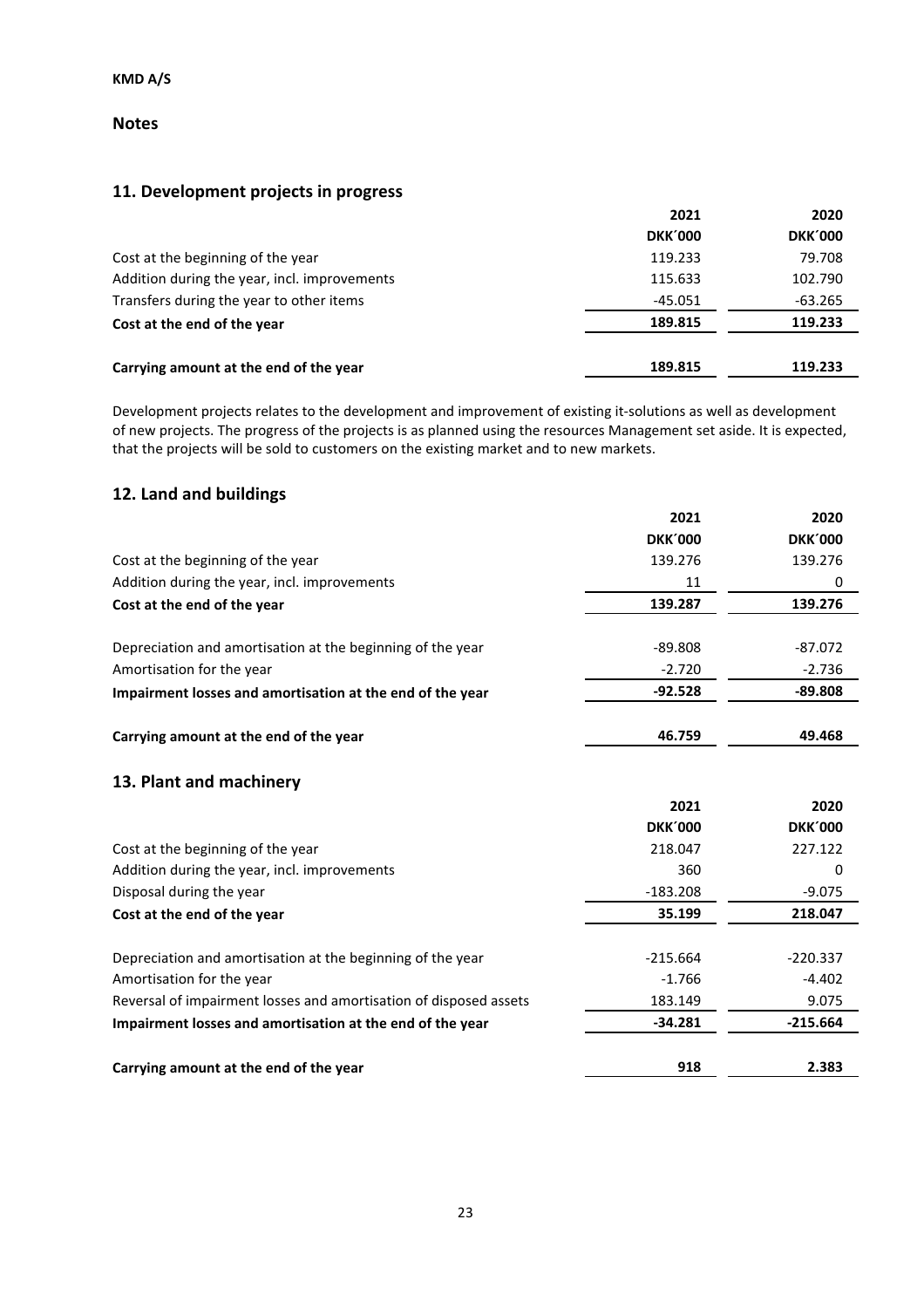**KMD A/S**

## Notes

### 11. Development projects in progress

| | 2021 | 2020 |
|---|---|---|
| | **DKK´000** | **DKK´000** |
| Cost at the beginning of the year | 119.233 | 79.708 |
| Addition during the year, incl. improvements | 115.633 | 102.790 |
| Transfers during the year to other items | -45.051 | -63.265 |
| **Cost at the end of the year** | **189.815** | **119.233** |
| | | |
| **Carrying amount at the end of the year** | **189.815** | **119.233** |

Development projects relates to the development and improvement of existing it-solutions as well as development of new projects. The progress of the projects is as planned using the resources Management set aside. It is expected, that the projects will be sold to customers on the existing market and to new markets.

### 12. Land and buildings

| | 2021 | 2020 |
|---|---|---|
| | **DKK´000** | **DKK´000** |
| Cost at the beginning of the year | 139.276 | 139.276 |
| Addition during the year, incl. improvements | 11 | 0 |
| **Cost at the end of the year** | **139.287** | **139.276** |
| | | |
| Depreciation and amortisation at the beginning of the year | -89.808 | -87.072 |
| Amortisation for the year | -2.720 | -2.736 |
| **Impairment losses and amortisation at the end of the year** | **-92.528** | **-89.808** |
| | | |
| **Carrying amount at the end of the year** | **46.759** | **49.468** |

### 13. Plant and machinery

| | 2021 | 2020 |
|---|---|---|
| | **DKK´000** | **DKK´000** |
| Cost at the beginning of the year | 218.047 | 227.122 |
| Addition during the year, incl. improvements | 360 | 0 |
| Disposal during the year | -183.208 | -9.075 |
| **Cost at the end of the year** | **35.199** | **218.047** |
| | | |
| Depreciation and amortisation at the beginning of the year | -215.664 | -220.337 |
| Amortisation for the year | -1.766 | -4.402 |
| Reversal of impairment losses and amortisation of disposed assets | 183.149 | 9.075 |
| **Impairment losses and amortisation at the end of the year** | **-34.281** | **-215.664** |
| | | |
| **Carrying amount at the end of the year** | **918** | **2.383** |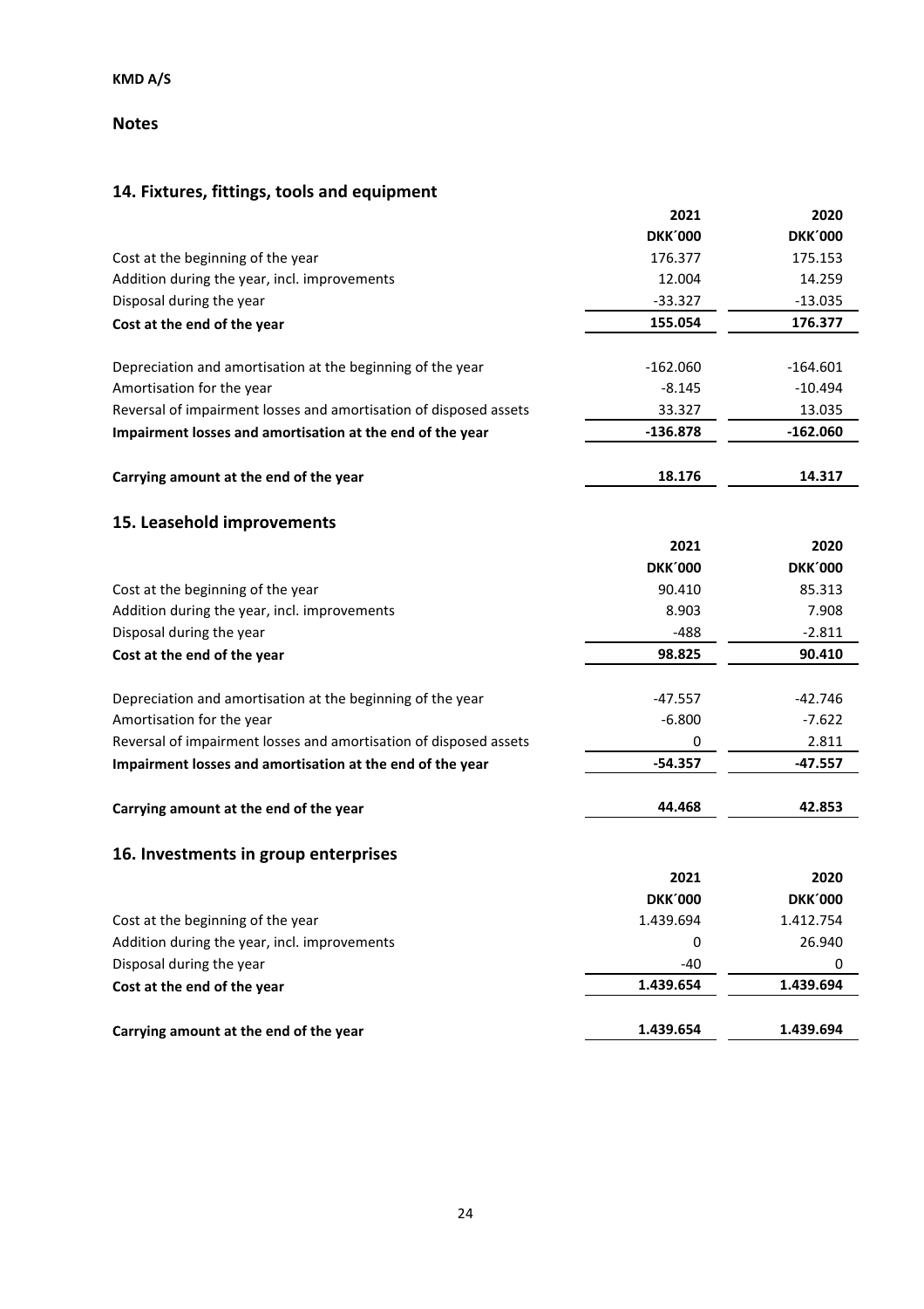**KMD A/S**

## Notes

### 14. Fixtures, fittings, tools and equipment

| | 2021 | 2020 |
|---|---|---|
| | **DKK´000** | **DKK´000** |
| Cost at the beginning of the year | 176.377 | 175.153 |
| Addition during the year, incl. improvements | 12.004 | 14.259 |
| Disposal during the year | -33.327 | -13.035 |
| **Cost at the end of the year** | **155.054** | **176.377** |
| Depreciation and amortisation at the beginning of the year | -162.060 | -164.601 |
| Amortisation for the year | -8.145 | -10.494 |
| Reversal of impairment losses and amortisation of disposed assets | 33.327 | 13.035 |
| **Impairment losses and amortisation at the end of the year** | **-136.878** | **-162.060** |
| **Carrying amount at the end of the year** | **18.176** | **14.317** |

### 15. Leasehold improvements

| | 2021 | 2020 |
|---|---|---|
| | **DKK´000** | **DKK´000** |
| Cost at the beginning of the year | 90.410 | 85.313 |
| Addition during the year, incl. improvements | 8.903 | 7.908 |
| Disposal during the year | -488 | -2.811 |
| **Cost at the end of the year** | **98.825** | **90.410** |
| Depreciation and amortisation at the beginning of the year | -47.557 | -42.746 |
| Amortisation for the year | -6.800 | -7.622 |
| Reversal of impairment losses and amortisation of disposed assets | 0 | 2.811 |
| **Impairment losses and amortisation at the end of the year** | **-54.357** | **-47.557** |
| **Carrying amount at the end of the year** | **44.468** | **42.853** |

### 16. Investments in group enterprises

| | 2021 | 2020 |
|---|---|---|
| | **DKK´000** | **DKK´000** |
| Cost at the beginning of the year | 1.439.694 | 1.412.754 |
| Addition during the year, incl. improvements | 0 | 26.940 |
| Disposal during the year | -40 | 0 |
| **Cost at the end of the year** | **1.439.654** | **1.439.694** |
| **Carrying amount at the end of the year** | **1.439.654** | **1.439.694** |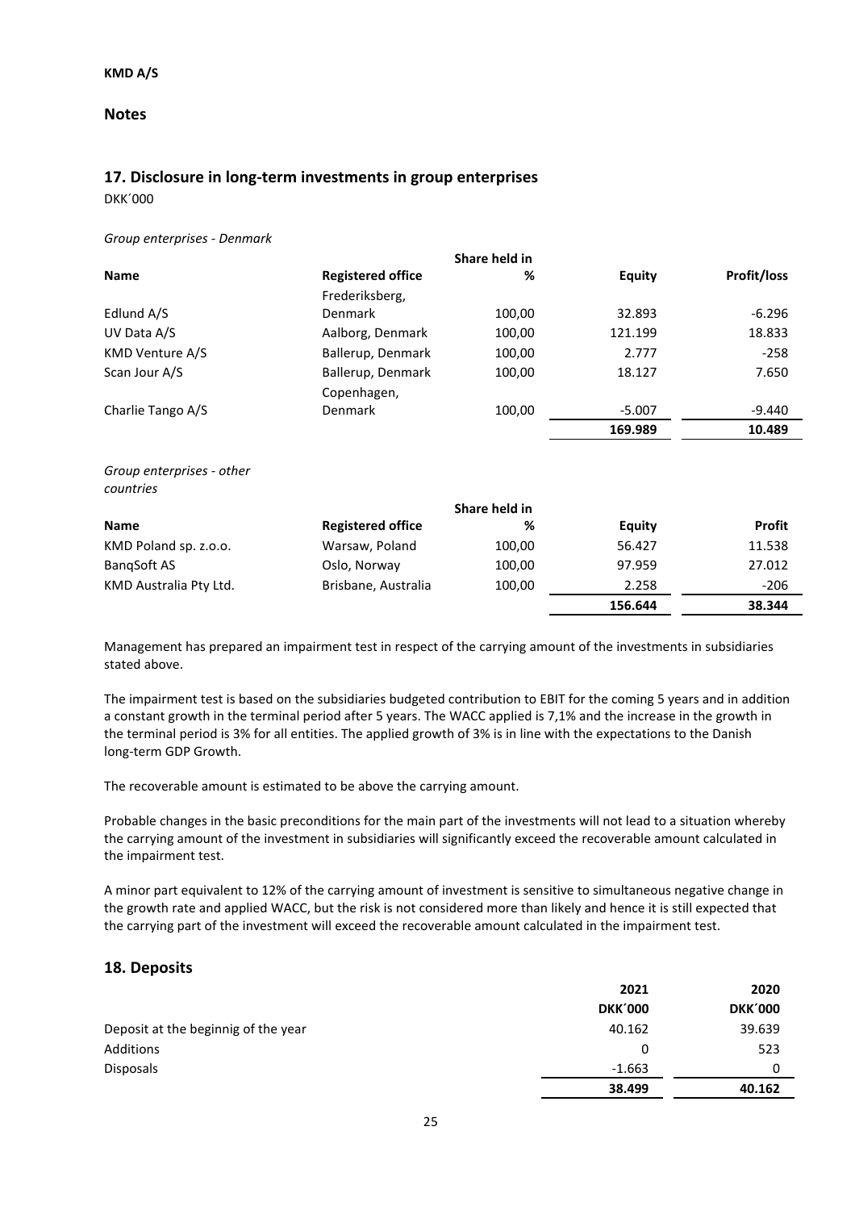**KMD A/S**

## Notes

## 17. Disclosure in long-term investments in group enterprises

DKK´000

*Group enterprises - Denmark*

| Name | Registered office | Share held in % | Equity | Profit/loss |
|---|---|---|---|---|
| Edlund A/S | Frederiksberg, Denmark | 100,00 | 32.893 | -6.296 |
| UV Data A/S | Aalborg, Denmark | 100,00 | 121.199 | 18.833 |
| KMD Venture A/S | Ballerup, Denmark | 100,00 | 2.777 | -258 |
| Scan Jour A/S | Ballerup, Denmark | 100,00 | 18.127 | 7.650 |
| Charlie Tango A/S | Copenhagen, Denmark | 100,00 | -5.007 | -9.440 |
| | | | **169.989** | **10.489** |

*Group enterprises - other countries*

| Name | Registered office | Share held in % | Equity | Profit |
|---|---|---|---|---|
| KMD Poland sp. z.o.o. | Warsaw, Poland | 100,00 | 56.427 | 11.538 |
| BanqSoft AS | Oslo, Norway | 100,00 | 97.959 | 27.012 |
| KMD Australia Pty Ltd. | Brisbane, Australia | 100,00 | 2.258 | -206 |
| | | | **156.644** | **38.344** |

Management has prepared an impairment test in respect of the carrying amount of the investments in subsidiaries stated above.

The impairment test is based on the subsidiaries budgeted contribution to EBIT for the coming 5 years and in addition a constant growth in the terminal period after 5 years. The WACC applied is 7,1% and the increase in the growth in the terminal period is 3% for all entities. The applied growth of 3% is in line with the expectations to the Danish long-term GDP Growth.

The recoverable amount is estimated to be above the carrying amount.

Probable changes in the basic preconditions for the main part of the investments will not lead to a situation whereby the carrying amount of the investment in subsidiaries will significantly exceed the recoverable amount calculated in the impairment test.

A minor part equivalent to 12% of the carrying amount of investment is sensitive to simultaneous negative change in the growth rate and applied WACC, but the risk is not considered more than likely and hence it is still expected that the carrying part of the investment will exceed the recoverable amount calculated in the impairment test.

## 18. Deposits

| | 2021 | 2020 |
|---|---|---|
| | DKK´000 | DKK´000 |
| Deposit at the beginnig of the year | 40.162 | 39.639 |
| Additions | 0 | 523 |
| Disposals | -1.663 | 0 |
| | **38.499** | **40.162** |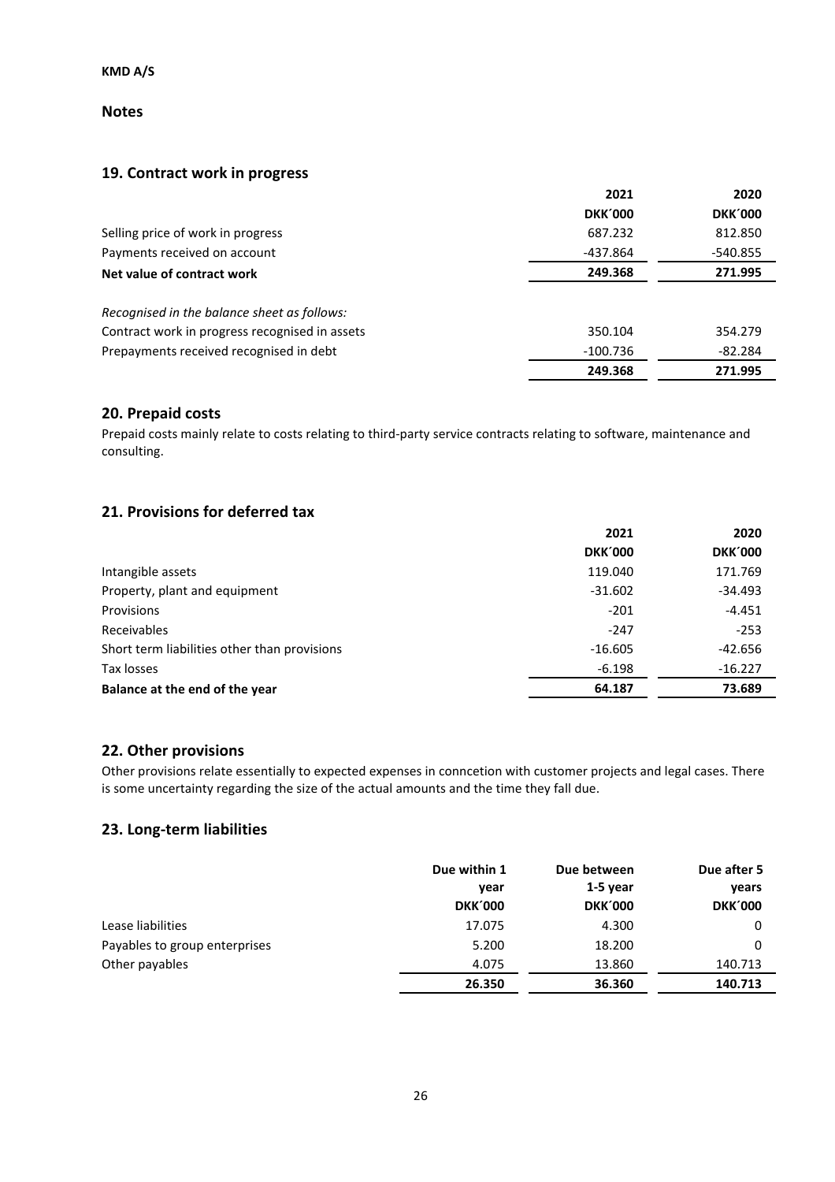KMD A/S

## Notes

## 19. Contract work in progress

| | 2021 | 2020 |
|---|---|---|
| | DKK´000 | DKK´000 |
| Selling price of work in progress | 687.232 | 812.850 |
| Payments received on account | -437.864 | -540.855 |
| **Net value of contract work** | **249.368** | **271.995** |
| | | |
| *Recognised in the balance sheet as follows:* | | |
| Contract work in progress recognised in assets | 350.104 | 354.279 |
| Prepayments received recognised in debt | -100.736 | -82.284 |
| | **249.368** | **271.995** |

## 20. Prepaid costs

Prepaid costs mainly relate to costs relating to third-party service contracts relating to software, maintenance and consulting.

## 21. Provisions for deferred tax

| | 2021 | 2020 |
|---|---|---|
| | DKK´000 | DKK´000 |
| Intangible assets | 119.040 | 171.769 |
| Property, plant and equipment | -31.602 | -34.493 |
| Provisions | -201 | -4.451 |
| Receivables | -247 | -253 |
| Short term liabilities other than provisions | -16.605 | -42.656 |
| Tax losses | -6.198 | -16.227 |
| **Balance at the end of the year** | **64.187** | **73.689** |

## 22. Other provisions

Other provisions relate essentially to expected expenses in conncetion with customer projects and legal cases. There is some uncertainty regarding the size of the actual amounts and the time they fall due.

## 23. Long-term liabilities

| | Due within 1 year | Due between 1-5 year | Due after 5 years |
|---|---|---|---|
| | DKK´000 | DKK´000 | DKK´000 |
| Lease liabilities | 17.075 | 4.300 | 0 |
| Payables to group enterprises | 5.200 | 18.200 | 0 |
| Other payables | 4.075 | 13.860 | 140.713 |
| | **26.350** | **36.360** | **140.713** |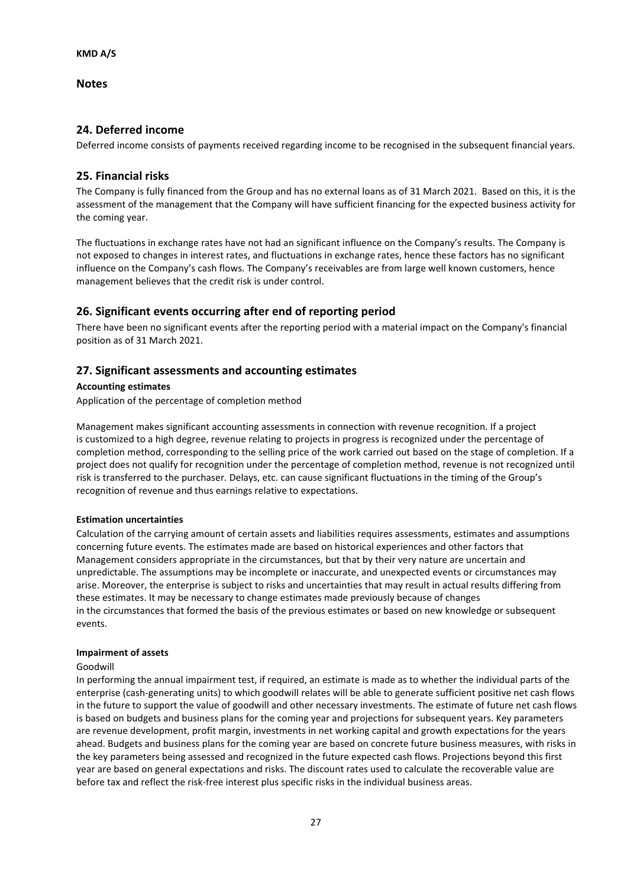## Notes

## 24. Deferred income

Deferred income consists of payments received regarding income to be recognised in the subsequent financial years.

## 25. Financial risks

The Company is fully financed from the Group and has no external loans as of 31 March 2021. Based on this, it is the assessment of the management that the Company will have sufficient financing for the expected business activity for the coming year.

The fluctuations in exchange rates have not had an significant influence on the Company's results. The Company is not exposed to changes in interest rates, and fluctuations in exchange rates, hence these factors has no significant influence on the Company's cash flows. The Company's receivables are from large well known customers, hence management believes that the credit risk is under control.

## 26. Significant events occurring after end of reporting period

There have been no significant events after the reporting period with a material impact on the Company's financial position as of 31 March 2021.

## 27. Significant assessments and accounting estimates

**Accounting estimates**

Application of the percentage of completion method

Management makes significant accounting assessments in connection with revenue recognition. If a project is customized to a high degree, revenue relating to projects in progress is recognized under the percentage of completion method, corresponding to the selling price of the work carried out based on the stage of completion. If a project does not qualify for recognition under the percentage of completion method, revenue is not recognized until risk is transferred to the purchaser. Delays, etc. can cause significant fluctuations in the timing of the Group's recognition of revenue and thus earnings relative to expectations.

**Estimation uncertainties**

Calculation of the carrying amount of certain assets and liabilities requires assessments, estimates and assumptions concerning future events. The estimates made are based on historical experiences and other factors that Management considers appropriate in the circumstances, but that by their very nature are uncertain and unpredictable. The assumptions may be incomplete or inaccurate, and unexpected events or circumstances may arise. Moreover, the enterprise is subject to risks and uncertainties that may result in actual results differing from these estimates. It may be necessary to change estimates made previously because of changes in the circumstances that formed the basis of the previous estimates or based on new knowledge or subsequent events.

**Impairment of assets**

Goodwill

In performing the annual impairment test, if required, an estimate is made as to whether the individual parts of the enterprise (cash-generating units) to which goodwill relates will be able to generate sufficient positive net cash flows in the future to support the value of goodwill and other necessary investments. The estimate of future net cash flows is based on budgets and business plans for the coming year and projections for subsequent years. Key parameters are revenue development, profit margin, investments in net working capital and growth expectations for the years ahead. Budgets and business plans for the coming year are based on concrete future business measures, with risks in the key parameters being assessed and recognized in the future expected cash flows. Projections beyond this first year are based on general expectations and risks. The discount rates used to calculate the recoverable value are before tax and reflect the risk-free interest plus specific risks in the individual business areas.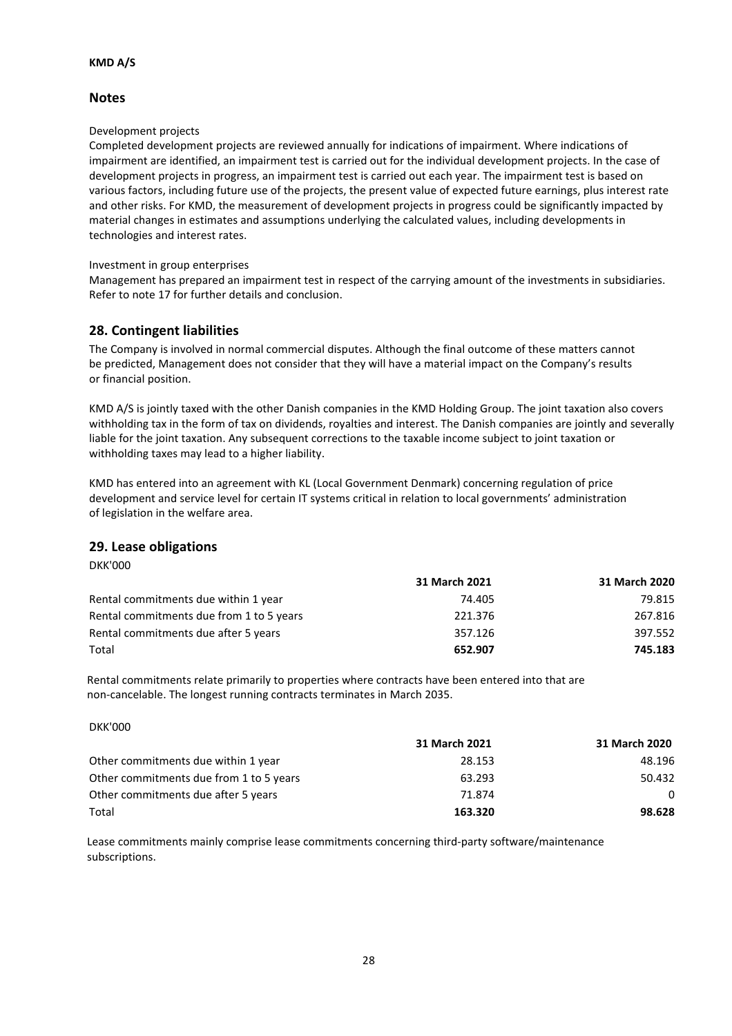**KMD A/S**

## Notes

Development projects

Completed development projects are reviewed annually for indications of impairment. Where indications of impairment are identified, an impairment test is carried out for the individual development projects. In the case of development projects in progress, an impairment test is carried out each year. The impairment test is based on various factors, including future use of the projects, the present value of expected future earnings, plus interest rate and other risks. For KMD, the measurement of development projects in progress could be significantly impacted by material changes in estimates and assumptions underlying the calculated values, including developments in technologies and interest rates.

Investment in group enterprises

Management has prepared an impairment test in respect of the carrying amount of the investments in subsidiaries. Refer to note 17 for further details and conclusion.

## 28. Contingent liabilities

The Company is involved in normal commercial disputes. Although the final outcome of these matters cannot be predicted, Management does not consider that they will have a material impact on the Company's results or financial position.

KMD A/S is jointly taxed with the other Danish companies in the KMD Holding Group. The joint taxation also covers withholding tax in the form of tax on dividends, royalties and interest. The Danish companies are jointly and severally liable for the joint taxation. Any subsequent corrections to the taxable income subject to joint taxation or withholding taxes may lead to a higher liability.

KMD has entered into an agreement with KL (Local Government Denmark) concerning regulation of price development and service level for certain IT systems critical in relation to local governments' administration of legislation in the welfare area.

## 29. Lease obligations

DKK'000

| | 31 March 2021 | 31 March 2020 |
|---|---|---|
| Rental commitments due within 1 year | 74.405 | 79.815 |
| Rental commitments due from 1 to 5 years | 221.376 | 267.816 |
| Rental commitments due after 5 years | 357.126 | 397.552 |
| Total | **652.907** | **745.183** |

Rental commitments relate primarily to properties where contracts have been entered into that are non-cancelable. The longest running contracts terminates in March 2035.

DKK'000

| | 31 March 2021 | 31 March 2020 |
|---|---|---|
| Other commitments due within 1 year | 28.153 | 48.196 |
| Other commitments due from 1 to 5 years | 63.293 | 50.432 |
| Other commitments due after 5 years | 71.874 | 0 |
| Total | **163.320** | **98.628** |

Lease commitments mainly comprise lease commitments concerning third-party software/maintenance subscriptions.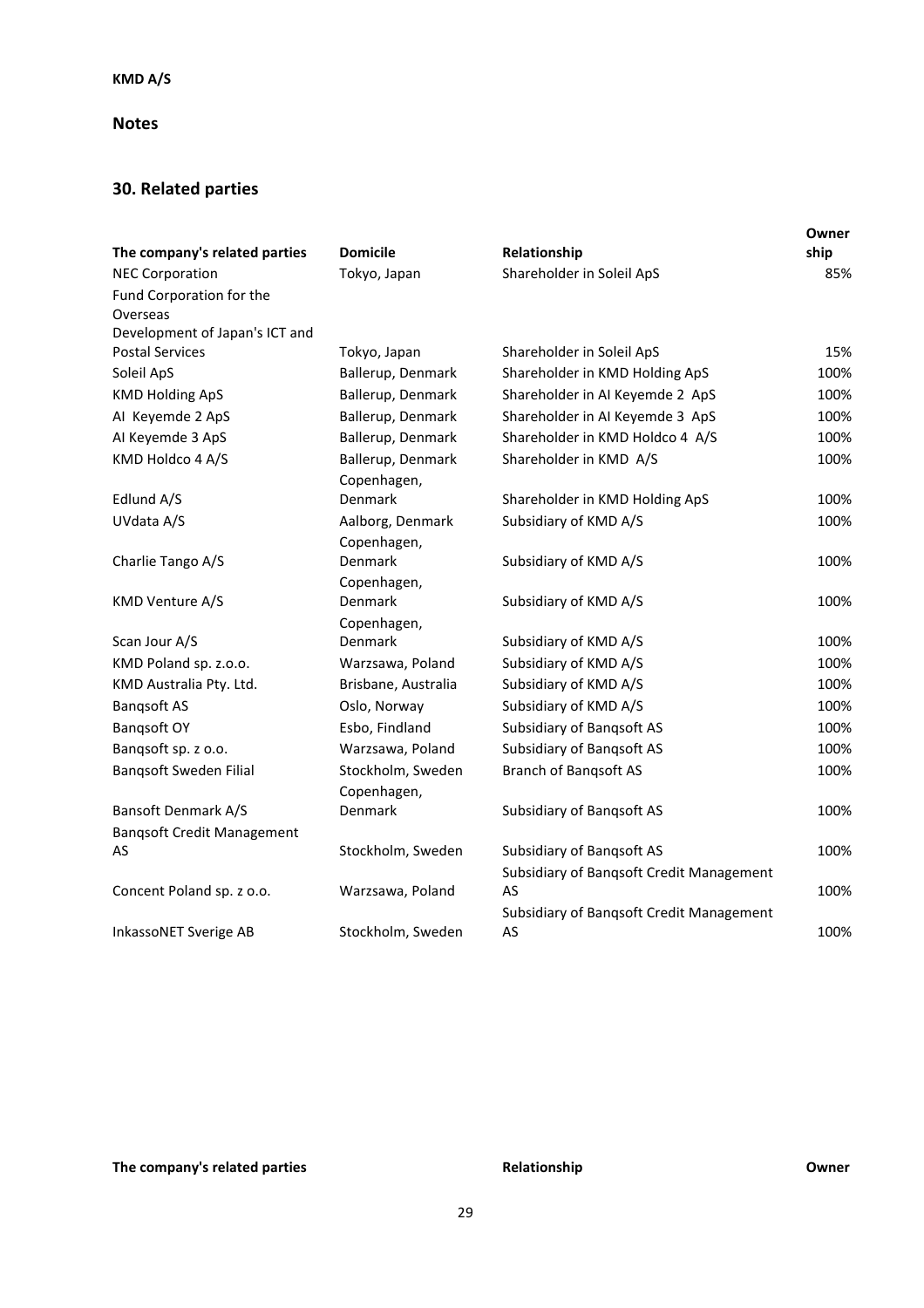**KMD A/S**

## Notes

### 30. Related parties

| The company's related parties | Domicile | Relationship | Ownership |
|---|---|---|---|
| NEC Corporation | Tokyo, Japan | Shareholder in Soleil ApS | 85% |
| Fund Corporation for the Overseas Development of Japan's ICT and Postal Services | Tokyo, Japan | Shareholder in Soleil ApS | 15% |
| Soleil ApS | Ballerup, Denmark | Shareholder in KMD Holding ApS | 100% |
| KMD Holding ApS | Ballerup, Denmark | Shareholder in AI Keyemde 2 ApS | 100% |
| AI Keyemde 2 ApS | Ballerup, Denmark | Shareholder in AI Keyemde 3 ApS | 100% |
| AI Keyemde 3 ApS | Ballerup, Denmark | Shareholder in KMD Holdco 4 A/S | 100% |
| KMD Holdco 4 A/S | Ballerup, Denmark | Shareholder in KMD A/S | 100% |
| Edlund A/S | Copenhagen, Denmark | Shareholder in KMD Holding ApS | 100% |
| UVdata A/S | Aalborg, Denmark | Subsidiary of KMD A/S | 100% |
| Charlie Tango A/S | Copenhagen, Denmark | Subsidiary of KMD A/S | 100% |
| KMD Venture A/S | Copenhagen, Denmark | Subsidiary of KMD A/S | 100% |
| Scan Jour A/S | Copenhagen, Denmark | Subsidiary of KMD A/S | 100% |
| KMD Poland sp. z.o.o. | Warzsawa, Poland | Subsidiary of KMD A/S | 100% |
| KMD Australia Pty. Ltd. | Brisbane, Australia | Subsidiary of KMD A/S | 100% |
| Banqsoft AS | Oslo, Norway | Subsidiary of KMD A/S | 100% |
| Banqsoft OY | Esbo, Findland | Subsidiary of Banqsoft AS | 100% |
| Banqsoft sp. z o.o. | Warzsawa, Poland | Subsidiary of Banqsoft AS | 100% |
| Banqsoft Sweden Filial | Stockholm, Sweden | Branch of Banqsoft AS | 100% |
| Bansoft Denmark A/S | Copenhagen, Denmark | Subsidiary of Banqsoft AS | 100% |
| Banqsoft Credit Management AS | Stockholm, Sweden | Subsidiary of Banqsoft AS | 100% |
| Concent Poland sp. z o.o. | Warzsawa, Poland | Subsidiary of Banqsoft Credit Management AS | 100% |
| InkassoNET Sverige AB | Stockholm, Sweden | Subsidiary of Banqsoft Credit Management AS | 100% |

| The company's related parties | Relationship | Owner |
|---|---|---|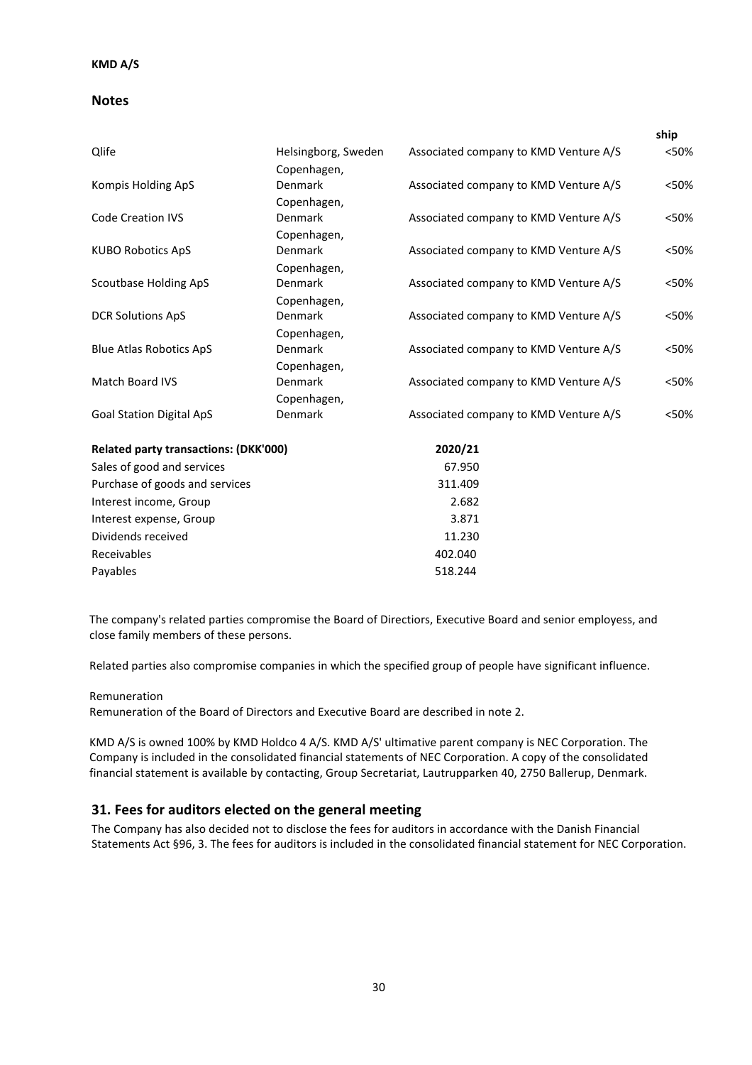**KMD A/S**

## Notes

| | | | ship |
|---|---|---|---|
| Qlife | Helsingborg, Sweden | Associated company to KMD Venture A/S | <50% |
| Kompis Holding ApS | Copenhagen, Denmark | Associated company to KMD Venture A/S | <50% |
| Code Creation IVS | Copenhagen, Denmark | Associated company to KMD Venture A/S | <50% |
| KUBO Robotics ApS | Copenhagen, Denmark | Associated company to KMD Venture A/S | <50% |
| Scoutbase Holding ApS | Copenhagen, Denmark | Associated company to KMD Venture A/S | <50% |
| DCR Solutions ApS | Copenhagen, Denmark | Associated company to KMD Venture A/S | <50% |
| Blue Atlas Robotics ApS | Copenhagen, Denmark | Associated company to KMD Venture A/S | <50% |
| Match Board IVS | Copenhagen, Denmark | Associated company to KMD Venture A/S | <50% |
| Goal Station Digital ApS | Copenhagen, Denmark | Associated company to KMD Venture A/S | <50% |

| Related party transactions: (DKK'000) | 2020/21 |
|---|---|
| Sales of good and services | 67.950 |
| Purchase of goods and services | 311.409 |
| Interest income, Group | 2.682 |
| Interest expense, Group | 3.871 |
| Dividends received | 11.230 |
| Receivables | 402.040 |
| Payables | 518.244 |

The company's related parties compromise the Board of Directiors, Executive Board and senior employess, and close family members of these persons.

Related parties also compromise companies in which the specified group of people have significant influence.

Remuneration
Remuneration of the Board of Directors and Executive Board are described in note 2.

KMD A/S is owned 100% by KMD Holdco 4 A/S. KMD A/S' ultimative parent company is NEC Corporation. The Company is included in the consolidated financial statements of NEC Corporation. A copy of the consolidated financial statement is available by contacting, Group Secretariat, Lautrupparken 40, 2750 Ballerup, Denmark.

## 31. Fees for auditors elected on the general meeting

The Company has also decided not to disclose the fees for auditors in accordance with the Danish Financial Statements Act §96, 3. The fees for auditors is included in the consolidated financial statement for NEC Corporation.